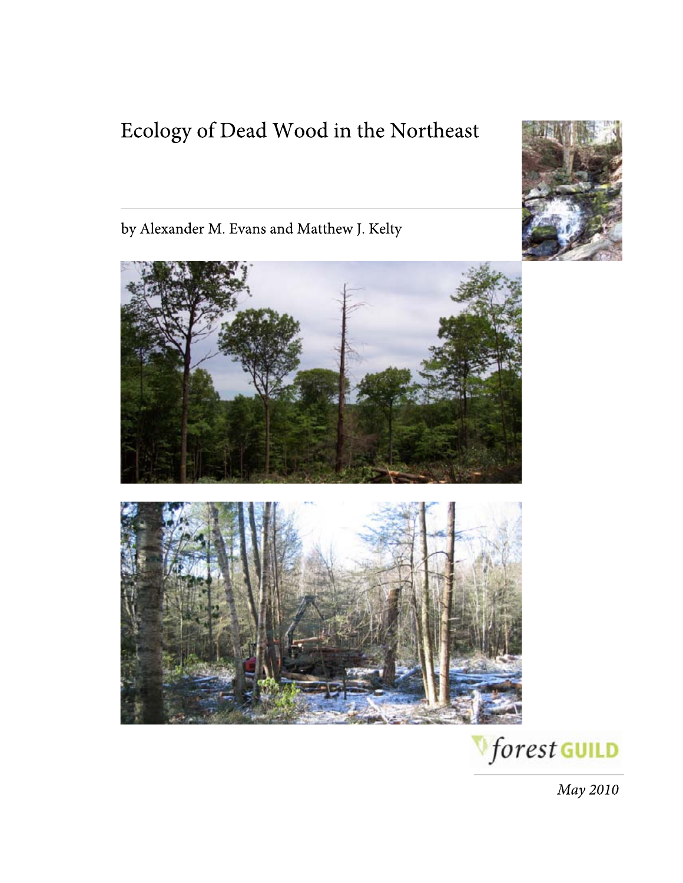# Ecology of Dead Wood in the Northeast

by Alexander M. Evans and Matthew J. Kelty

forest GUILD

*May 2010*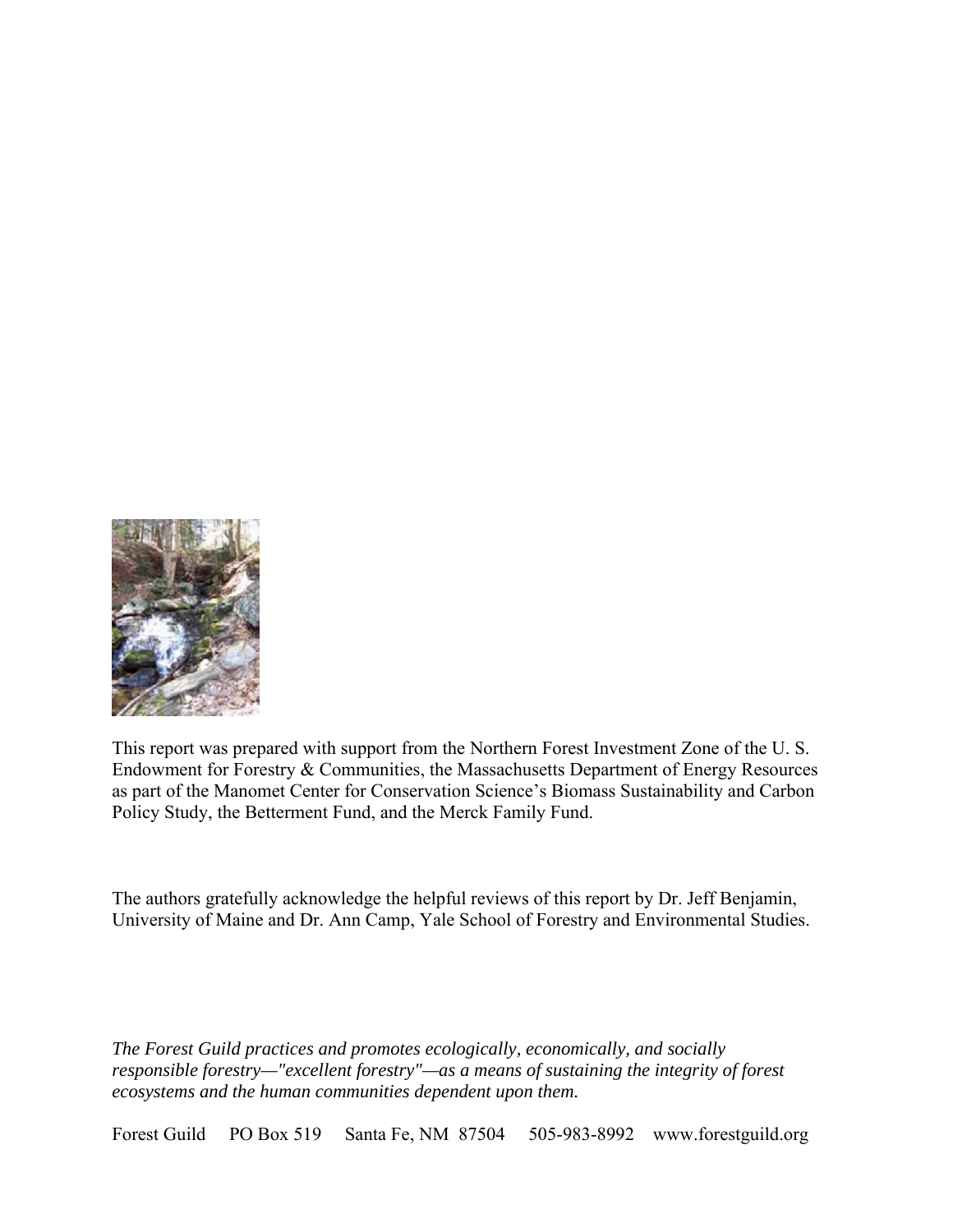This report was prepared with support from the Northern Forest Investment Zone of the U. S. Endowment for Forestry & Communities, the Massachusetts Department of Energy Resources as part of the Manomet Center for Conservation Science's Biomass Sustainability and Carbon Policy Study, the Betterment Fund, and the Merck Family Fund.

The authors gratefully acknowledge the helpful reviews of this report by Dr. Jeff Benjamin, University of Maine and Dr. Ann Camp, Yale School of Forestry and Environmental Studies.

*The Forest Guild practices and promotes ecologically, economically, and socially responsible forestry—"excellent forestry"—as a means of sustaining the integrity of forest ecosystems and the human communities dependent upon them.*

Forest Guild PO Box 519 Santa Fe, NM 87504 505-983-8992 www.forestguild.org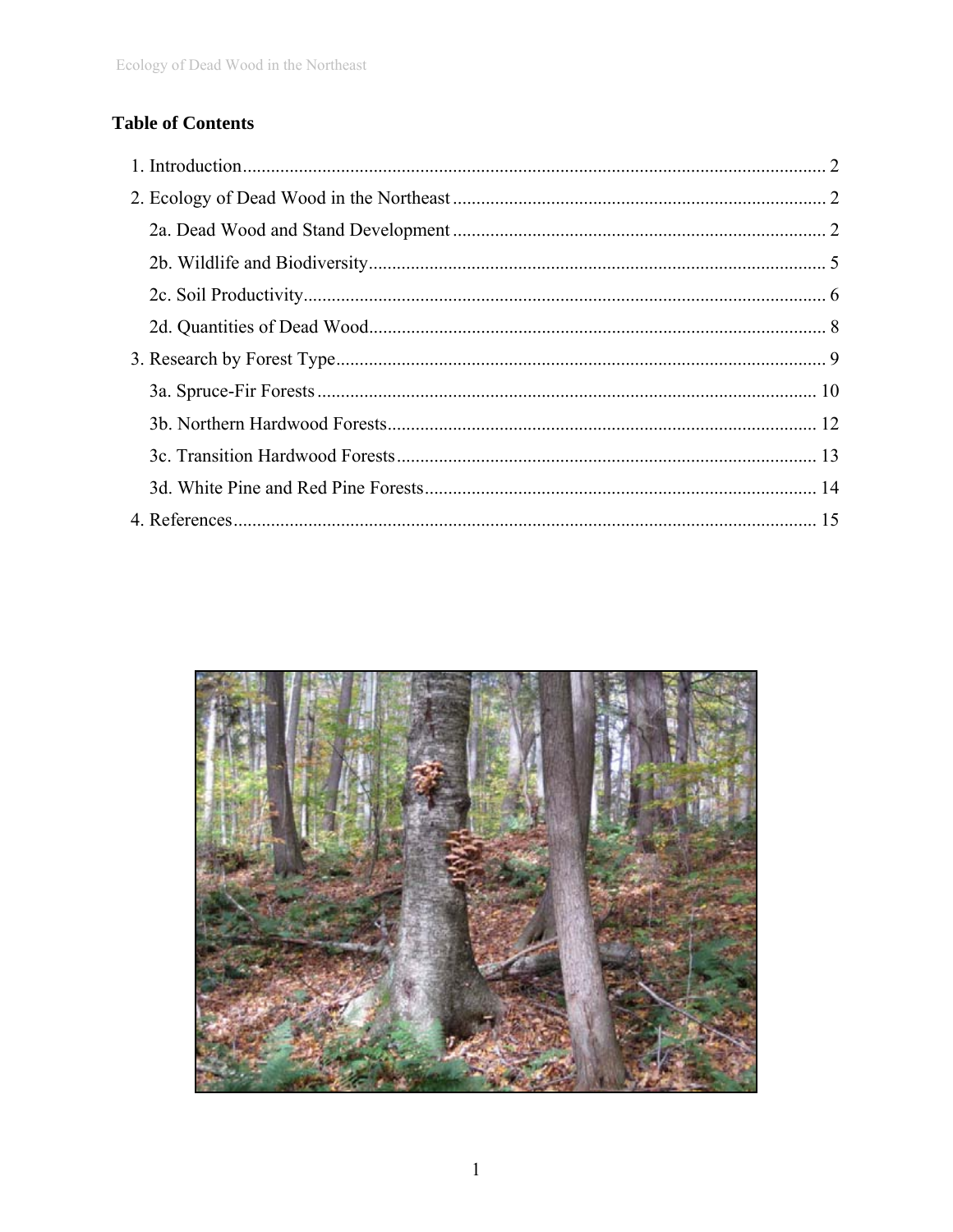## Table of Contents

1. Introduction ........................................................ 2
2. Ecology of Dead Wood in the Northeast ........................................................ 2
   - 2a. Dead Wood and Stand Development ........................................................ 2
   - 2b. Wildlife and Biodiversity ........................................................ 5
   - 2c. Soil Productivity ........................................................ 6
   - 2d. Quantities of Dead Wood ........................................................ 8
3. Research by Forest Type ........................................................ 9
   - 3a. Spruce-Fir Forests ........................................................ 10
   - 3b. Northern Hardwood Forests ........................................................ 12
   - 3c. Transition Hardwood Forests ........................................................ 13
   - 3d. White Pine and Red Pine Forests ........................................................ 14
4. References ........................................................ 15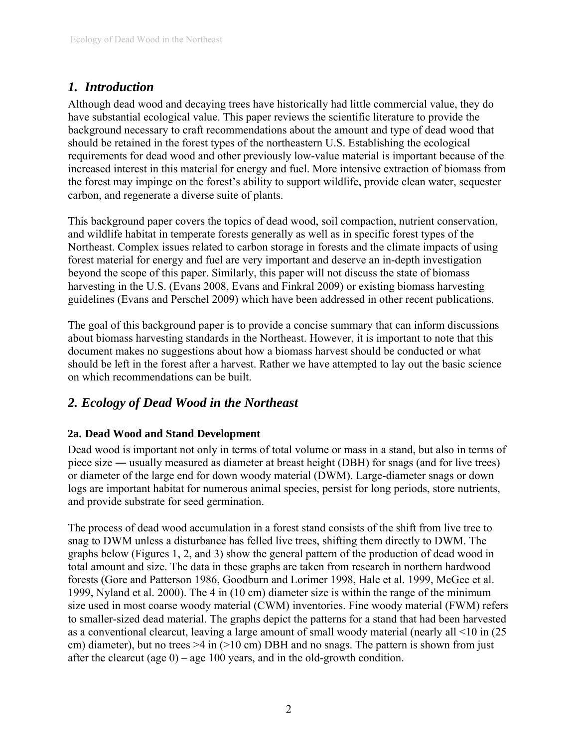## *1. Introduction*

Although dead wood and decaying trees have historically had little commercial value, they do have substantial ecological value. This paper reviews the scientific literature to provide the background necessary to craft recommendations about the amount and type of dead wood that should be retained in the forest types of the northeastern U.S. Establishing the ecological requirements for dead wood and other previously low-value material is important because of the increased interest in this material for energy and fuel. More intensive extraction of biomass from the forest may impinge on the forest's ability to support wildlife, provide clean water, sequester carbon, and regenerate a diverse suite of plants.

This background paper covers the topics of dead wood, soil compaction, nutrient conservation, and wildlife habitat in temperate forests generally as well as in specific forest types of the Northeast. Complex issues related to carbon storage in forests and the climate impacts of using forest material for energy and fuel are very important and deserve an in-depth investigation beyond the scope of this paper. Similarly, this paper will not discuss the state of biomass harvesting in the U.S. (Evans 2008, Evans and Finkral 2009) or existing biomass harvesting guidelines (Evans and Perschel 2009) which have been addressed in other recent publications.

The goal of this background paper is to provide a concise summary that can inform discussions about biomass harvesting standards in the Northeast. However, it is important to note that this document makes no suggestions about how a biomass harvest should be conducted or what should be left in the forest after a harvest. Rather we have attempted to lay out the basic science on which recommendations can be built.

## *2. Ecology of Dead Wood in the Northeast*

### 2a. Dead Wood and Stand Development

Dead wood is important not only in terms of total volume or mass in a stand, but also in terms of piece size ― usually measured as diameter at breast height (DBH) for snags (and for live trees) or diameter of the large end for down woody material (DWM). Large-diameter snags or down logs are important habitat for numerous animal species, persist for long periods, store nutrients, and provide substrate for seed germination.

The process of dead wood accumulation in a forest stand consists of the shift from live tree to snag to DWM unless a disturbance has felled live trees, shifting them directly to DWM. The graphs below (Figures 1, 2, and 3) show the general pattern of the production of dead wood in total amount and size. The data in these graphs are taken from research in northern hardwood forests (Gore and Patterson 1986, Goodburn and Lorimer 1998, Hale et al. 1999, McGee et al. 1999, Nyland et al. 2000). The 4 in (10 cm) diameter size is within the range of the minimum size used in most coarse woody material (CWM) inventories. Fine woody material (FWM) refers to smaller-sized dead material. The graphs depict the patterns for a stand that had been harvested as a conventional clearcut, leaving a large amount of small woody material (nearly all <10 in (25 cm) diameter), but no trees >4 in (>10 cm) DBH and no snags. The pattern is shown from just after the clearcut (age 0) – age 100 years, and in the old-growth condition.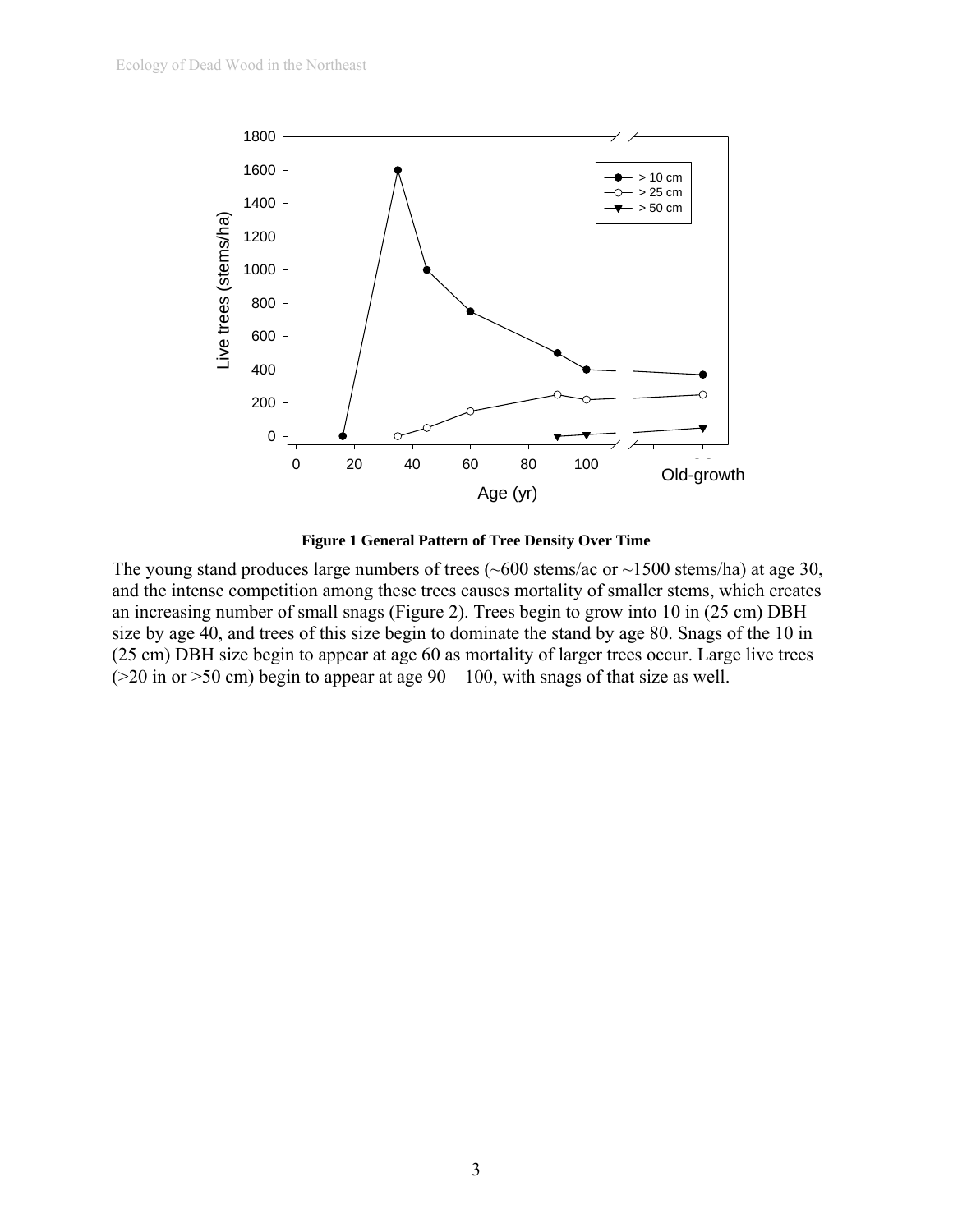**Figure 1 General Pattern of Tree Density Over Time**

The young stand produces large numbers of trees (~600 stems/ac or ~1500 stems/ha) at age 30, and the intense competition among these trees causes mortality of smaller stems, which creates an increasing number of small snags (Figure 2). Trees begin to grow into 10 in (25 cm) DBH size by age 40, and trees of this size begin to dominate the stand by age 80. Snags of the 10 in (25 cm) DBH size begin to appear at age 60 as mortality of larger trees occur. Large live trees (>20 in or >50 cm) begin to appear at age 90 – 100, with snags of that size as well.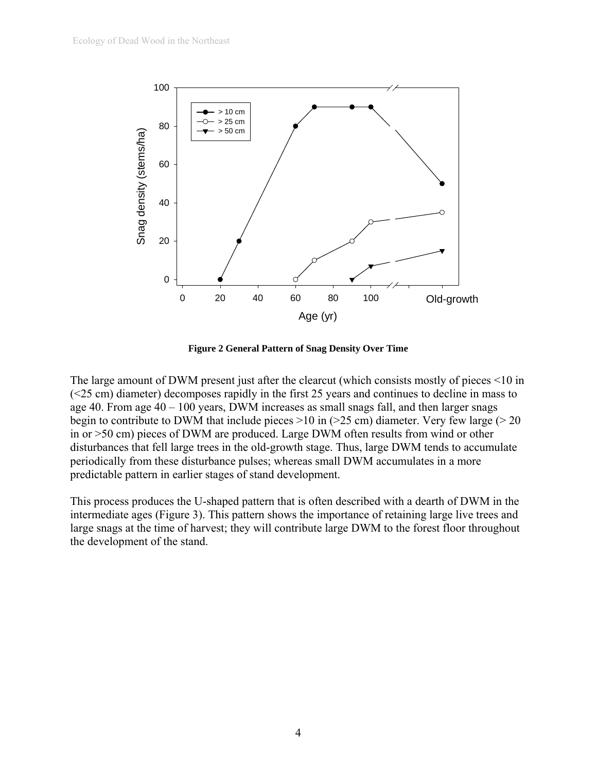**Figure 2 General Pattern of Snag Density Over Time**

The large amount of DWM present just after the clearcut (which consists mostly of pieces <10 in (<25 cm) diameter) decomposes rapidly in the first 25 years and continues to decline in mass to age 40. From age 40 – 100 years, DWM increases as small snags fall, and then larger snags begin to contribute to DWM that include pieces >10 in (>25 cm) diameter. Very few large (> 20 in or >50 cm) pieces of DWM are produced. Large DWM often results from wind or other disturbances that fell large trees in the old-growth stage. Thus, large DWM tends to accumulate periodically from these disturbance pulses; whereas small DWM accumulates in a more predictable pattern in earlier stages of stand development.

This process produces the U-shaped pattern that is often described with a dearth of DWM in the intermediate ages (Figure 3). This pattern shows the importance of retaining large live trees and large snags at the time of harvest; they will contribute large DWM to the forest floor throughout the development of the stand.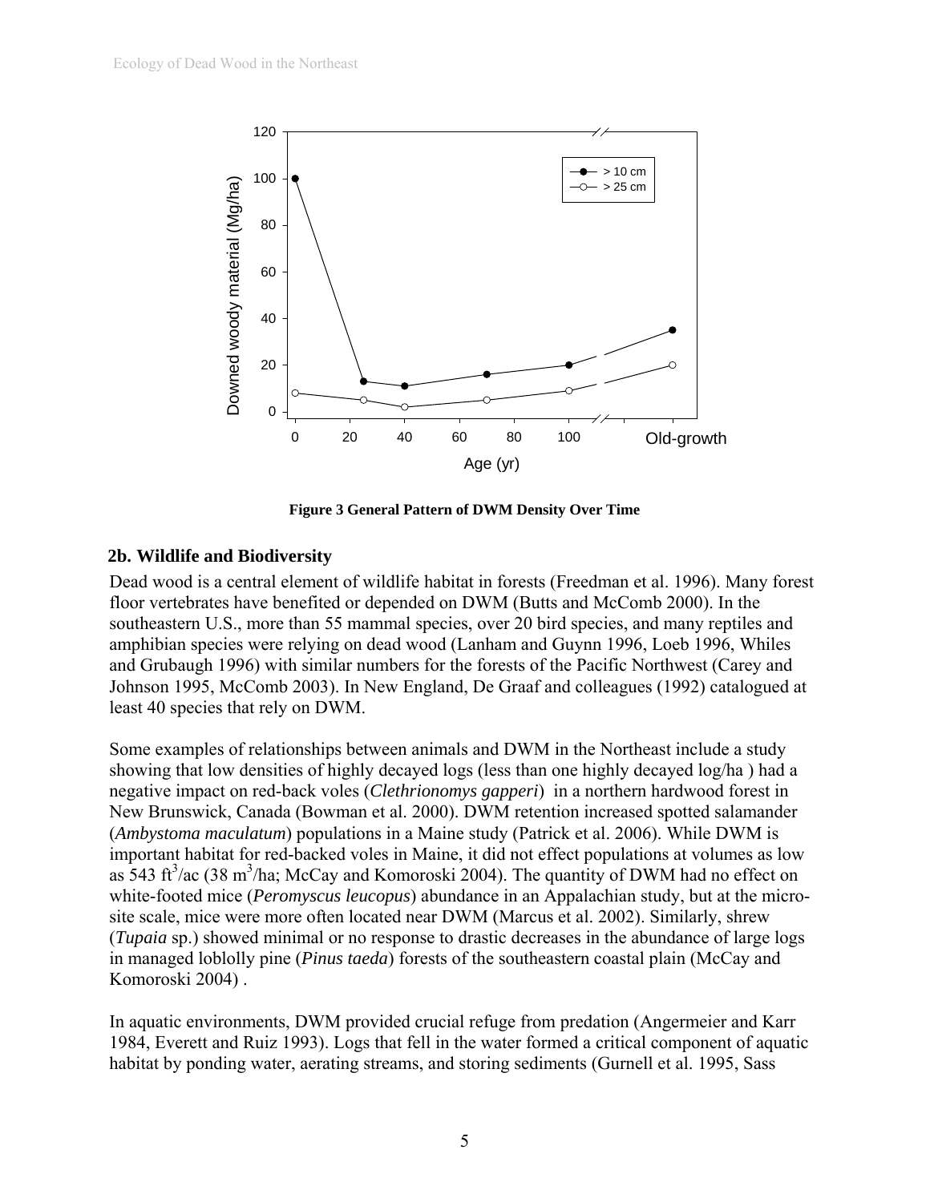**Figure 3 General Pattern of DWM Density Over Time**

## 2b. Wildlife and Biodiversity

Dead wood is a central element of wildlife habitat in forests (Freedman et al. 1996). Many forest floor vertebrates have benefited or depended on DWM (Butts and McComb 2000). In the southeastern U.S., more than 55 mammal species, over 20 bird species, and many reptiles and amphibian species were relying on dead wood (Lanham and Guynn 1996, Loeb 1996, Whiles and Grubaugh 1996) with similar numbers for the forests of the Pacific Northwest (Carey and Johnson 1995, McComb 2003). In New England, De Graaf and colleagues (1992) catalogued at least 40 species that rely on DWM.

Some examples of relationships between animals and DWM in the Northeast include a study showing that low densities of highly decayed logs (less than one highly decayed log/ha ) had a negative impact on red-back voles (*Clethrionomys gapperi*) in a northern hardwood forest in New Brunswick, Canada (Bowman et al. 2000). DWM retention increased spotted salamander (*Ambystoma maculatum*) populations in a Maine study (Patrick et al. 2006). While DWM is important habitat for red-backed voles in Maine, it did not effect populations at volumes as low as 543 $ft^3$/ac (38 $m^3$/ha; McCay and Komoroski 2004). The quantity of DWM had no effect on white-footed mice (*Peromyscus leucopus*) abundance in an Appalachian study, but at the micro-site scale, mice were more often located near DWM (Marcus et al. 2002). Similarly, shrew (*Tupaia* sp.) showed minimal or no response to drastic decreases in the abundance of large logs in managed loblolly pine (*Pinus taeda*) forests of the southeastern coastal plain (McCay and Komoroski 2004) .

In aquatic environments, DWM provided crucial refuge from predation (Angermeier and Karr 1984, Everett and Ruiz 1993). Logs that fell in the water formed a critical component of aquatic habitat by ponding water, aerating streams, and storing sediments (Gurnell et al. 1995, Sass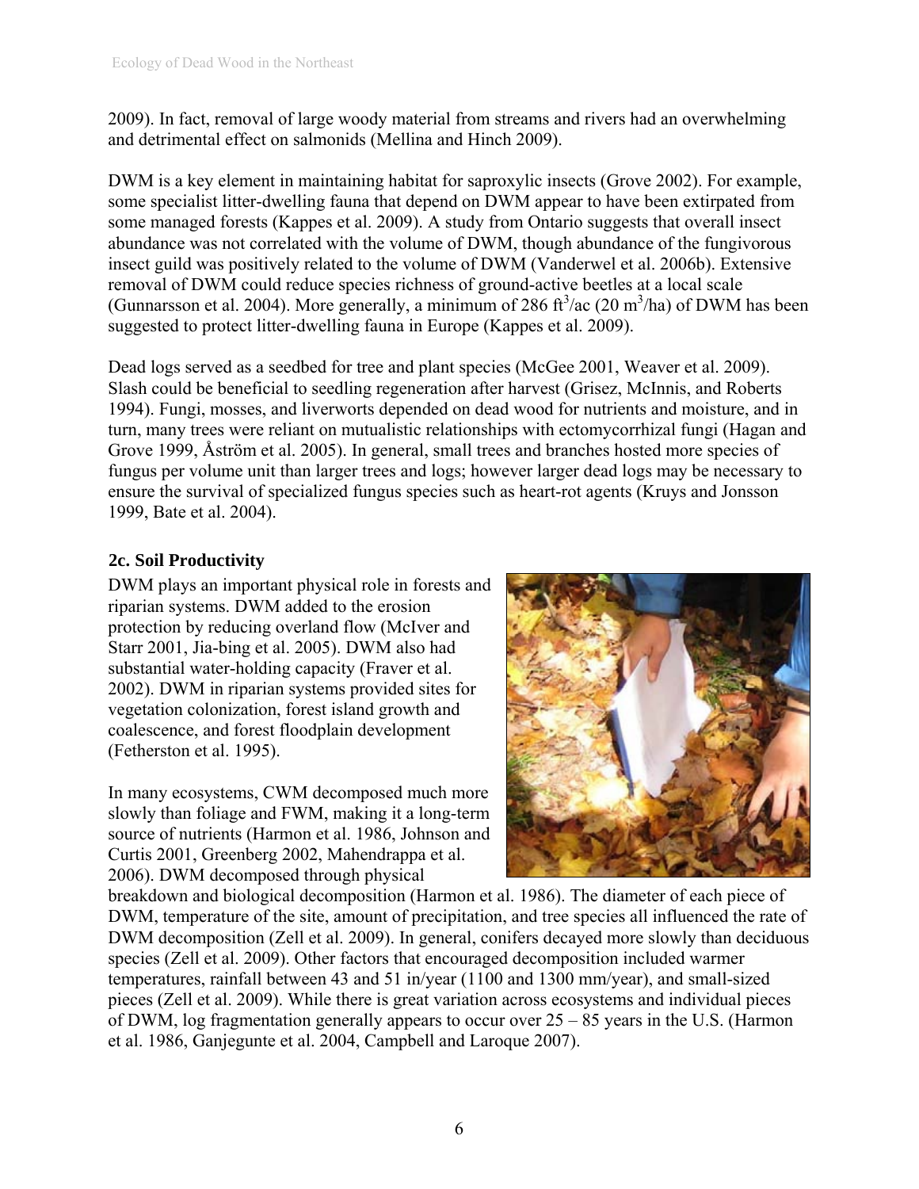2009). In fact, removal of large woody material from streams and rivers had an overwhelming and detrimental effect on salmonids (Mellina and Hinch 2009).

DWM is a key element in maintaining habitat for saproxylic insects (Grove 2002). For example, some specialist litter-dwelling fauna that depend on DWM appear to have been extirpated from some managed forests (Kappes et al. 2009). A study from Ontario suggests that overall insect abundance was not correlated with the volume of DWM, though abundance of the fungivorous insect guild was positively related to the volume of DWM (Vanderwel et al. 2006b). Extensive removal of DWM could reduce species richness of ground-active beetles at a local scale (Gunnarsson et al. 2004). More generally, a minimum of 286 $ft^3$/ac (20 $m^3$/ha) of DWM has been suggested to protect litter-dwelling fauna in Europe (Kappes et al. 2009).

Dead logs served as a seedbed for tree and plant species (McGee 2001, Weaver et al. 2009). Slash could be beneficial to seedling regeneration after harvest (Grisez, McInnis, and Roberts 1994). Fungi, mosses, and liverworts depended on dead wood for nutrients and moisture, and in turn, many trees were reliant on mutualistic relationships with ectomycorrhizal fungi (Hagan and Grove 1999, Åström et al. 2005). In general, small trees and branches hosted more species of fungus per volume unit than larger trees and logs; however larger dead logs may be necessary to ensure the survival of specialized fungus species such as heart-rot agents (Kruys and Jonsson 1999, Bate et al. 2004).

### 2c. Soil Productivity

DWM plays an important physical role in forests and riparian systems. DWM added to the erosion protection by reducing overland flow (McIver and Starr 2001, Jia-bing et al. 2005). DWM also had substantial water-holding capacity (Fraver et al. 2002). DWM in riparian systems provided sites for vegetation colonization, forest island growth and coalescence, and forest floodplain development (Fetherston et al. 1995).

In many ecosystems, CWM decomposed much more slowly than foliage and FWM, making it a long-term source of nutrients (Harmon et al. 1986, Johnson and Curtis 2001, Greenberg 2002, Mahendrappa et al. 2006). DWM decomposed through physical breakdown and biological decomposition (Harmon et al. 1986). The diameter of each piece of DWM, temperature of the site, amount of precipitation, and tree species all influenced the rate of DWM decomposition (Zell et al. 2009). In general, conifers decayed more slowly than deciduous species (Zell et al. 2009). Other factors that encouraged decomposition included warmer temperatures, rainfall between 43 and 51 in/year (1100 and 1300 mm/year), and small-sized pieces (Zell et al. 2009). While there is great variation across ecosystems and individual pieces of DWM, log fragmentation generally appears to occur over 25 – 85 years in the U.S. (Harmon et al. 1986, Ganjegunte et al. 2004, Campbell and Laroque 2007).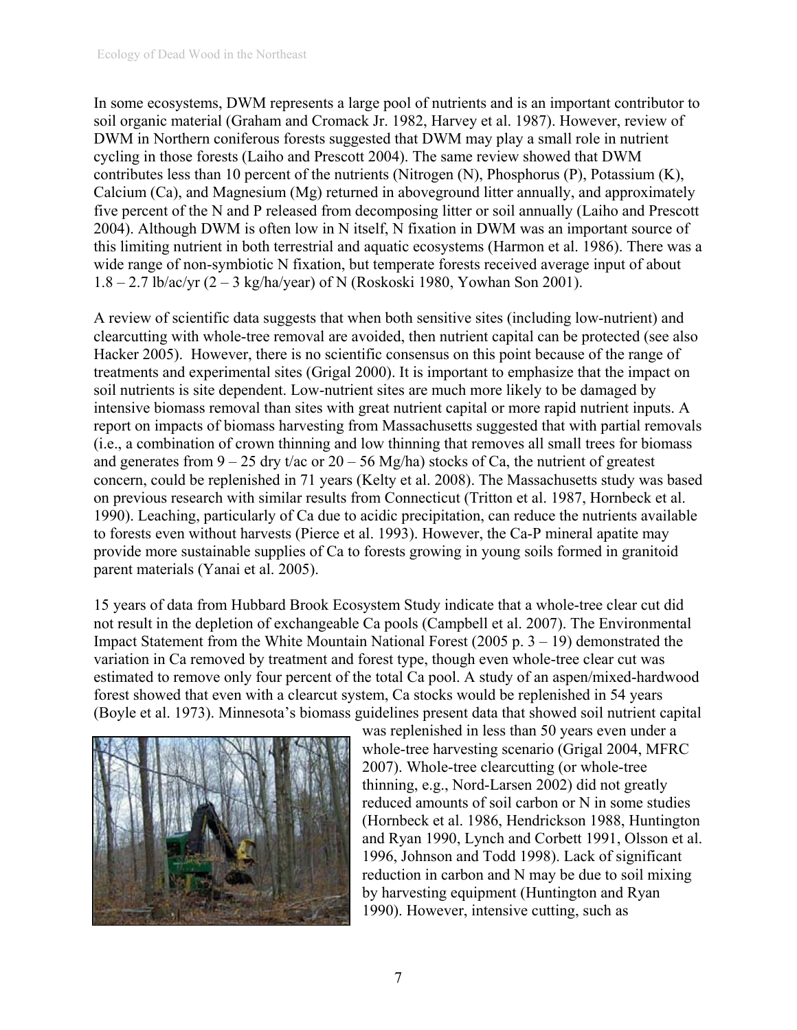In some ecosystems, DWM represents a large pool of nutrients and is an important contributor to soil organic material (Graham and Cromack Jr. 1982, Harvey et al. 1987). However, review of DWM in Northern coniferous forests suggested that DWM may play a small role in nutrient cycling in those forests (Laiho and Prescott 2004). The same review showed that DWM contributes less than 10 percent of the nutrients (Nitrogen (N), Phosphorus (P), Potassium (K), Calcium (Ca), and Magnesium (Mg) returned in aboveground litter annually, and approximately five percent of the N and P released from decomposing litter or soil annually (Laiho and Prescott 2004). Although DWM is often low in N itself, N fixation in DWM was an important source of this limiting nutrient in both terrestrial and aquatic ecosystems (Harmon et al. 1986). There was a wide range of non-symbiotic N fixation, but temperate forests received average input of about 1.8 – 2.7 lb/ac/yr (2 – 3 kg/ha/year) of N (Roskoski 1980, Yowhan Son 2001).

A review of scientific data suggests that when both sensitive sites (including low-nutrient) and clearcutting with whole-tree removal are avoided, then nutrient capital can be protected (see also Hacker 2005). However, there is no scientific consensus on this point because of the range of treatments and experimental sites (Grigal 2000). It is important to emphasize that the impact on soil nutrients is site dependent. Low-nutrient sites are much more likely to be damaged by intensive biomass removal than sites with great nutrient capital or more rapid nutrient inputs. A report on impacts of biomass harvesting from Massachusetts suggested that with partial removals (i.e., a combination of crown thinning and low thinning that removes all small trees for biomass and generates from 9 – 25 dry t/ac or 20 – 56 Mg/ha) stocks of Ca, the nutrient of greatest concern, could be replenished in 71 years (Kelty et al. 2008). The Massachusetts study was based on previous research with similar results from Connecticut (Tritton et al. 1987, Hornbeck et al. 1990). Leaching, particularly of Ca due to acidic precipitation, can reduce the nutrients available to forests even without harvests (Pierce et al. 1993). However, the Ca-P mineral apatite may provide more sustainable supplies of Ca to forests growing in young soils formed in granitoid parent materials (Yanai et al. 2005).

15 years of data from Hubbard Brook Ecosystem Study indicate that a whole-tree clear cut did not result in the depletion of exchangeable Ca pools (Campbell et al. 2007). The Environmental Impact Statement from the White Mountain National Forest (2005 p. 3 – 19) demonstrated the variation in Ca removed by treatment and forest type, though even whole-tree clear cut was estimated to remove only four percent of the total Ca pool. A study of an aspen/mixed-hardwood forest showed that even with a clearcut system, Ca stocks would be replenished in 54 years (Boyle et al. 1973). Minnesota's biomass guidelines present data that showed soil nutrient capital was replenished in less than 50 years even under a whole-tree harvesting scenario (Grigal 2004, MFRC 2007). Whole-tree clearcutting (or whole-tree thinning, e.g., Nord-Larsen 2002) did not greatly reduced amounts of soil carbon or N in some studies (Hornbeck et al. 1986, Hendrickson 1988, Huntington and Ryan 1990, Lynch and Corbett 1991, Olsson et al. 1996, Johnson and Todd 1998). Lack of significant reduction in carbon and N may be due to soil mixing by harvesting equipment (Huntington and Ryan 1990). However, intensive cutting, such as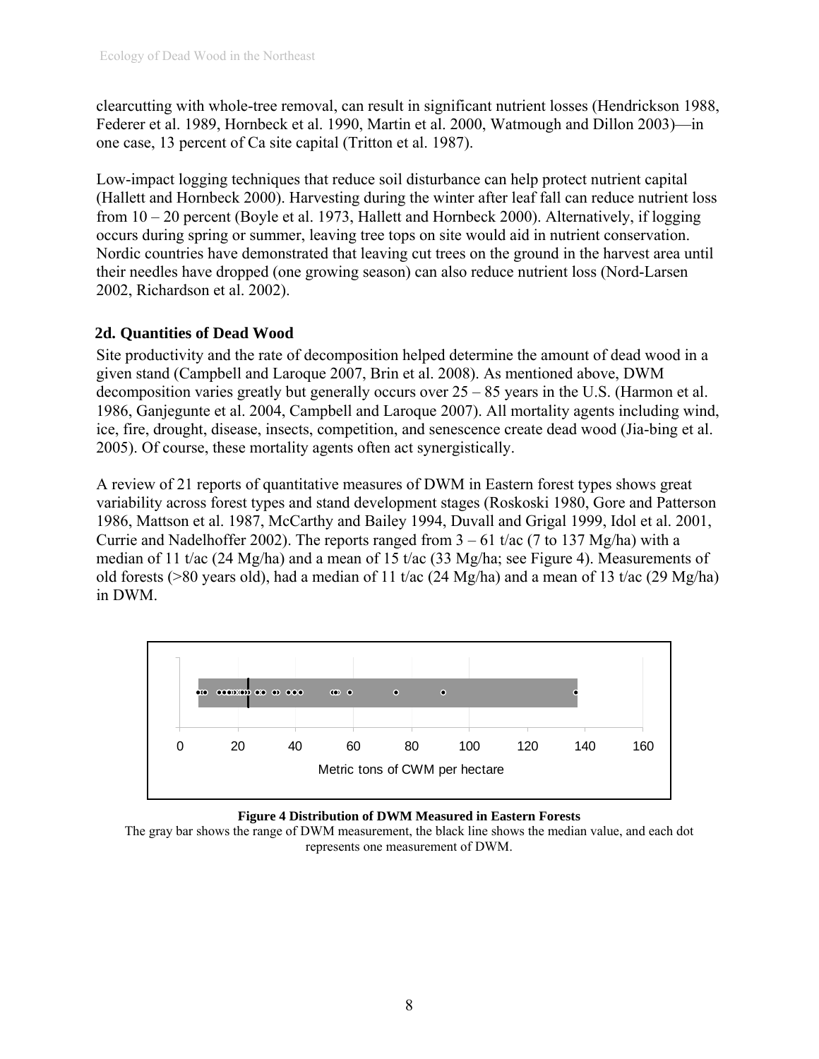clearcutting with whole-tree removal, can result in significant nutrient losses (Hendrickson 1988, Federer et al. 1989, Hornbeck et al. 1990, Martin et al. 2000, Watmough and Dillon 2003)—in one case, 13 percent of Ca site capital (Tritton et al. 1987).

Low-impact logging techniques that reduce soil disturbance can help protect nutrient capital (Hallett and Hornbeck 2000). Harvesting during the winter after leaf fall can reduce nutrient loss from 10 – 20 percent (Boyle et al. 1973, Hallett and Hornbeck 2000). Alternatively, if logging occurs during spring or summer, leaving tree tops on site would aid in nutrient conservation. Nordic countries have demonstrated that leaving cut trees on the ground in the harvest area until their needles have dropped (one growing season) can also reduce nutrient loss (Nord-Larsen 2002, Richardson et al. 2002).

## 2d. Quantities of Dead Wood

Site productivity and the rate of decomposition helped determine the amount of dead wood in a given stand (Campbell and Laroque 2007, Brin et al. 2008). As mentioned above, DWM decomposition varies greatly but generally occurs over 25 – 85 years in the U.S. (Harmon et al. 1986, Ganjegunte et al. 2004, Campbell and Laroque 2007). All mortality agents including wind, ice, fire, drought, disease, insects, competition, and senescence create dead wood (Jia-bing et al. 2005). Of course, these mortality agents often act synergistically.

A review of 21 reports of quantitative measures of DWM in Eastern forest types shows great variability across forest types and stand development stages (Roskoski 1980, Gore and Patterson 1986, Mattson et al. 1987, McCarthy and Bailey 1994, Duvall and Grigal 1999, Idol et al. 2001, Currie and Nadelhoffer 2002). The reports ranged from 3 – 61 t/ac (7 to 137 Mg/ha) with a median of 11 t/ac (24 Mg/ha) and a mean of 15 t/ac (33 Mg/ha; see Figure 4). Measurements of old forests (>80 years old), had a median of 11 t/ac (24 Mg/ha) and a mean of 13 t/ac (29 Mg/ha) in DWM.

**Figure 4 Distribution of DWM Measured in Eastern Forests**

The gray bar shows the range of DWM measurement, the black line shows the median value, and each dot represents one measurement of DWM.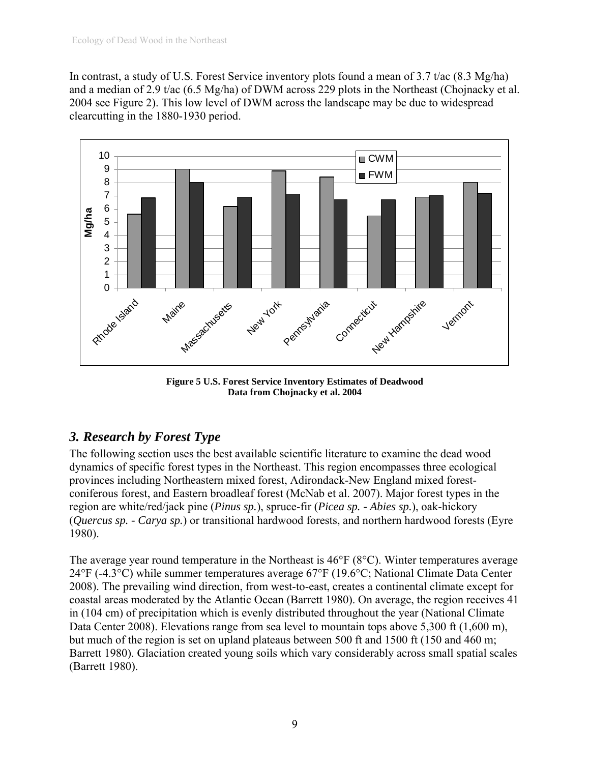In contrast, a study of U.S. Forest Service inventory plots found a mean of 3.7 t/ac (8.3 Mg/ha) and a median of 2.9 t/ac (6.5 Mg/ha) of DWM across 229 plots in the Northeast (Chojnacky et al. 2004 see Figure 2). This low level of DWM across the landscape may be due to widespread clearcutting in the 1880-1930 period.

**Figure 5 U.S. Forest Service Inventory Estimates of Deadwood**
**Data from Chojnacky et al. 2004**

## *3. Research by Forest Type*

The following section uses the best available scientific literature to examine the dead wood dynamics of specific forest types in the Northeast. This region encompasses three ecological provinces including Northeastern mixed forest, Adirondack-New England mixed forest-coniferous forest, and Eastern broadleaf forest (McNab et al. 2007). Major forest types in the region are white/red/jack pine (*Pinus sp.*), spruce-fir (*Picea sp. - Abies sp.*), oak-hickory (*Quercus sp. - Carya sp.*) or transitional hardwood forests, and northern hardwood forests (Eyre 1980).

The average year round temperature in the Northeast is 46°F (8°C). Winter temperatures average 24°F (-4.3°C) while summer temperatures average 67°F (19.6°C; National Climate Data Center 2008). The prevailing wind direction, from west-to-east, creates a continental climate except for coastal areas moderated by the Atlantic Ocean (Barrett 1980). On average, the region receives 41 in (104 cm) of precipitation which is evenly distributed throughout the year (National Climate Data Center 2008). Elevations range from sea level to mountain tops above 5,300 ft (1,600 m), but much of the region is set on upland plateaus between 500 ft and 1500 ft (150 and 460 m; Barrett 1980). Glaciation created young soils which vary considerably across small spatial scales (Barrett 1980).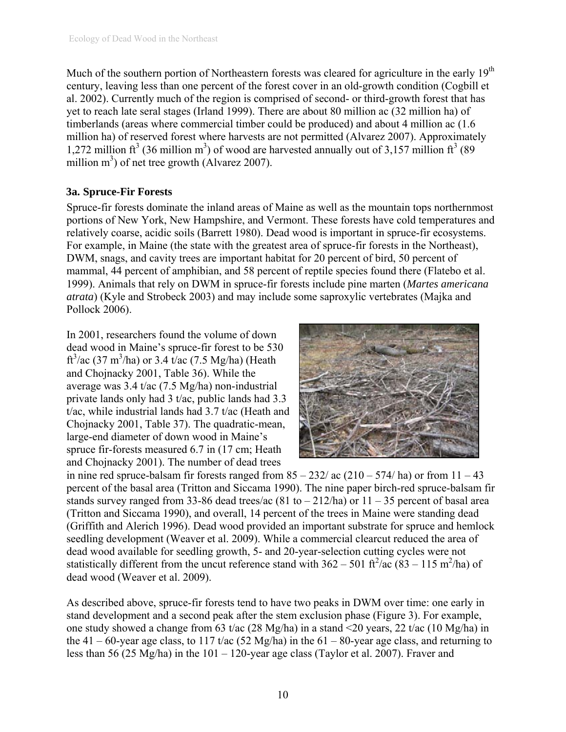Much of the southern portion of Northeastern forests was cleared for agriculture in the early 19th century, leaving less than one percent of the forest cover in an old-growth condition (Cogbill et al. 2002). Currently much of the region is comprised of second- or third-growth forest that has yet to reach late seral stages (Irland 1999). There are about 80 million ac (32 million ha) of timberlands (areas where commercial timber could be produced) and about 4 million ac (1.6 million ha) of reserved forest where harvests are not permitted (Alvarez 2007). Approximately 1,272 million $ft^3$ (36 million $m^3$) of wood are harvested annually out of 3,157 million $ft^3$ (89 million $m^3$) of net tree growth (Alvarez 2007).

### 3a. Spruce-Fir Forests

Spruce-fir forests dominate the inland areas of Maine as well as the mountain tops northernmost portions of New York, New Hampshire, and Vermont. These forests have cold temperatures and relatively coarse, acidic soils (Barrett 1980). Dead wood is important in spruce-fir ecosystems. For example, in Maine (the state with the greatest area of spruce-fir forests in the Northeast), DWM, snags, and cavity trees are important habitat for 20 percent of bird, 50 percent of mammal, 44 percent of amphibian, and 58 percent of reptile species found there (Flatebo et al. 1999). Animals that rely on DWM in spruce-fir forests include pine marten (*Martes americana atrata*) (Kyle and Strobeck 2003) and may include some saproxylic vertebrates (Majka and Pollock 2006).

In 2001, researchers found the volume of down dead wood in Maine's spruce-fir forest to be 530 $ft^3$/ac (37 $m^3$/ha) or 3.4 t/ac (7.5 Mg/ha) (Heath and Chojnacky 2001, Table 36). While the average was 3.4 t/ac (7.5 Mg/ha) non-industrial private lands only had 3 t/ac, public lands had 3.3 t/ac, while industrial lands had 3.7 t/ac (Heath and Chojnacky 2001, Table 37). The quadratic-mean, large-end diameter of down wood in Maine's spruce fir-forests measured 6.7 in (17 cm; Heath and Chojnacky 2001). The number of dead trees in nine red spruce-balsam fir forests ranged from 85 – 232/ ac (210 – 574/ ha) or from 11 – 43 percent of the basal area (Tritton and Siccama 1990). The nine paper birch-red spruce-balsam fir stands survey ranged from 33-86 dead trees/ac (81 to – 212/ha) or 11 – 35 percent of basal area (Tritton and Siccama 1990), and overall, 14 percent of the trees in Maine were standing dead (Griffith and Alerich 1996). Dead wood provided an important substrate for spruce and hemlock seedling development (Weaver et al. 2009). While a commercial clearcut reduced the area of dead wood available for seedling growth, 5- and 20-year-selection cutting cycles were not statistically different from the uncut reference stand with 362 – 501 $ft^2$/ac (83 – 115 $m^2$/ha) of dead wood (Weaver et al. 2009).

As described above, spruce-fir forests tend to have two peaks in DWM over time: one early in stand development and a second peak after the stem exclusion phase (Figure 3). For example, one study showed a change from 63 t/ac (28 Mg/ha) in a stand <20 years, 22 t/ac (10 Mg/ha) in the 41 – 60-year age class, to 117 t/ac (52 Mg/ha) in the 61 – 80-year age class, and returning to less than 56 (25 Mg/ha) in the 101 – 120-year age class (Taylor et al. 2007). Fraver and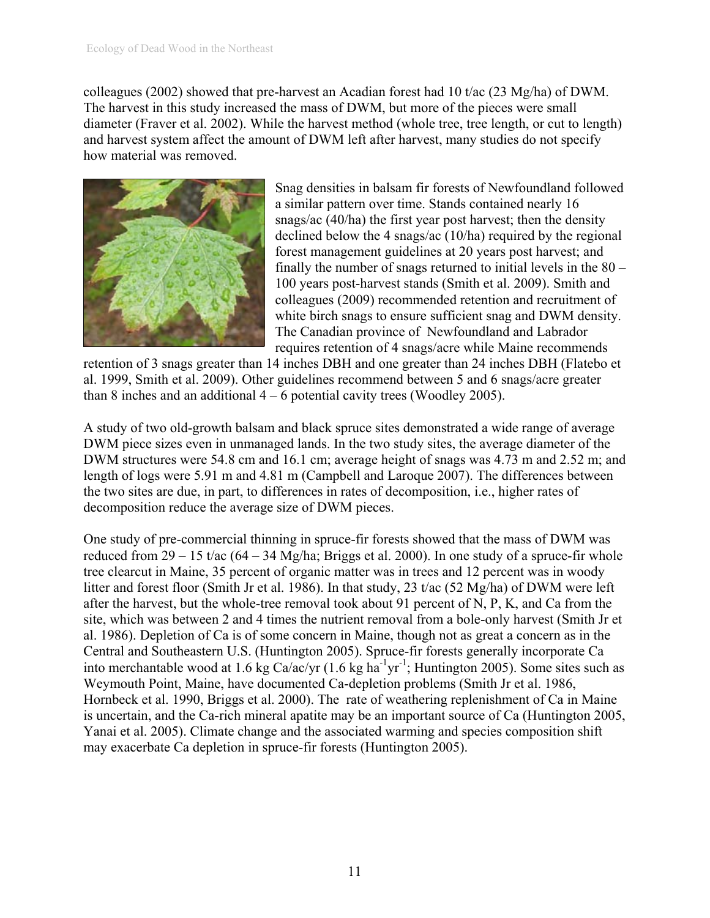colleagues (2002) showed that pre-harvest an Acadian forest had 10 t/ac (23 Mg/ha) of DWM. The harvest in this study increased the mass of DWM, but more of the pieces were small diameter (Fraver et al. 2002). While the harvest method (whole tree, tree length, or cut to length) and harvest system affect the amount of DWM left after harvest, many studies do not specify how material was removed.

Snag densities in balsam fir forests of Newfoundland followed a similar pattern over time. Stands contained nearly 16 snags/ac (40/ha) the first year post harvest; then the density declined below the 4 snags/ac (10/ha) required by the regional forest management guidelines at 20 years post harvest; and finally the number of snags returned to initial levels in the 80 – 100 years post-harvest stands (Smith et al. 2009). Smith and colleagues (2009) recommended retention and recruitment of white birch snags to ensure sufficient snag and DWM density. The Canadian province of Newfoundland and Labrador requires retention of 4 snags/acre while Maine recommends retention of 3 snags greater than 14 inches DBH and one greater than 24 inches DBH (Flatebo et al. 1999, Smith et al. 2009). Other guidelines recommend between 5 and 6 snags/acre greater than 8 inches and an additional 4 – 6 potential cavity trees (Woodley 2005).

A study of two old-growth balsam and black spruce sites demonstrated a wide range of average DWM piece sizes even in unmanaged lands. In the two study sites, the average diameter of the DWM structures were 54.8 cm and 16.1 cm; average height of snags was 4.73 m and 2.52 m; and length of logs were 5.91 m and 4.81 m (Campbell and Laroque 2007). The differences between the two sites are due, in part, to differences in rates of decomposition, i.e., higher rates of decomposition reduce the average size of DWM pieces.

One study of pre-commercial thinning in spruce-fir forests showed that the mass of DWM was reduced from 29 – 15 t/ac (64 – 34 Mg/ha; Briggs et al. 2000). In one study of a spruce-fir whole tree clearcut in Maine, 35 percent of organic matter was in trees and 12 percent was in woody litter and forest floor (Smith Jr et al. 1986). In that study, 23 t/ac (52 Mg/ha) of DWM were left after the harvest, but the whole-tree removal took about 91 percent of N, P, K, and Ca from the site, which was between 2 and 4 times the nutrient removal from a bole-only harvest (Smith Jr et al. 1986). Depletion of Ca is of some concern in Maine, though not as great a concern as in the Central and Southeastern U.S. (Huntington 2005). Spruce-fir forests generally incorporate Ca into merchantable wood at 1.6 kg Ca/ac/yr (1.6 kg $ha^{-1}yr^{-1}$; Huntington 2005). Some sites such as Weymouth Point, Maine, have documented Ca-depletion problems (Smith Jr et al. 1986, Hornbeck et al. 1990, Briggs et al. 2000). The rate of weathering replenishment of Ca in Maine is uncertain, and the Ca-rich mineral apatite may be an important source of Ca (Huntington 2005, Yanai et al. 2005). Climate change and the associated warming and species composition shift may exacerbate Ca depletion in spruce-fir forests (Huntington 2005).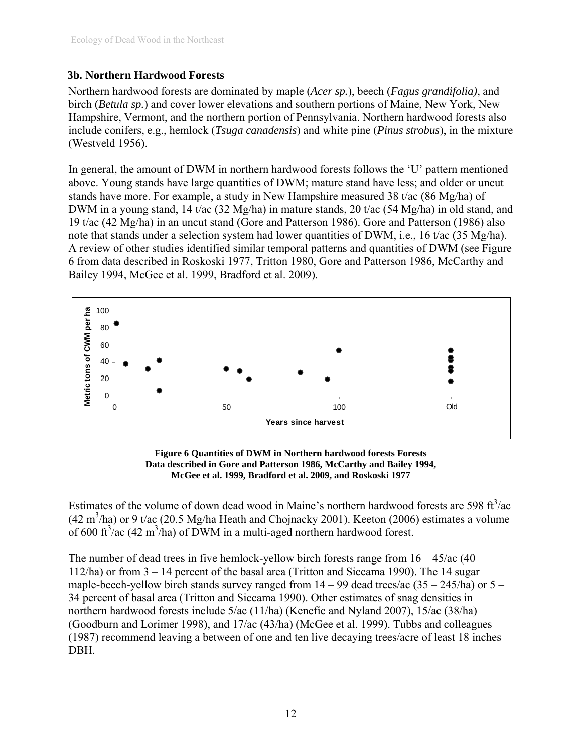### 3b. Northern Hardwood Forests

Northern hardwood forests are dominated by maple (*Acer sp.*), beech (*Fagus grandifolia)*, and birch (*Betula sp.*) and cover lower elevations and southern portions of Maine, New York, New Hampshire, Vermont, and the northern portion of Pennsylvania. Northern hardwood forests also include conifers, e.g., hemlock (*Tsuga canadensis*) and white pine (*Pinus strobus*), in the mixture (Westveld 1956).

In general, the amount of DWM in northern hardwood forests follows the 'U' pattern mentioned above. Young stands have large quantities of DWM; mature stand have less; and older or uncut stands have more. For example, a study in New Hampshire measured 38 t/ac (86 Mg/ha) of DWM in a young stand, 14 t/ac (32 Mg/ha) in mature stands, 20 t/ac (54 Mg/ha) in old stand, and 19 t/ac (42 Mg/ha) in an uncut stand (Gore and Patterson 1986). Gore and Patterson (1986) also note that stands under a selection system had lower quantities of DWM, i.e., 16 t/ac (35 Mg/ha). A review of other studies identified similar temporal patterns and quantities of DWM (see Figure 6 from data described in Roskoski 1977, Tritton 1980, Gore and Patterson 1986, McCarthy and Bailey 1994, McGee et al. 1999, Bradford et al. 2009).

**Figure 6 Quantities of DWM in Northern hardwood forests Forests Data described in Gore and Patterson 1986, McCarthy and Bailey 1994, McGee et al. 1999, Bradford et al. 2009, and Roskoski 1977**

Estimates of the volume of down dead wood in Maine's northern hardwood forests are 598 $ft^3$/ac (42 $m^3$/ha) or 9 t/ac (20.5 Mg/ha Heath and Chojnacky 2001). Keeton (2006) estimates a volume of 600 $ft^3$/ac (42 $m^3$/ha) of DWM in a multi-aged northern hardwood forest.

The number of dead trees in five hemlock-yellow birch forests range from 16 – 45/ac (40 – 112/ha) or from 3 – 14 percent of the basal area (Tritton and Siccama 1990). The 14 sugar maple-beech-yellow birch stands survey ranged from 14 – 99 dead trees/ac (35 – 245/ha) or 5 – 34 percent of basal area (Tritton and Siccama 1990). Other estimates of snag densities in northern hardwood forests include 5/ac (11/ha) (Kenefic and Nyland 2007), 15/ac (38/ha) (Goodburn and Lorimer 1998), and 17/ac (43/ha) (McGee et al. 1999). Tubbs and colleagues (1987) recommend leaving a between of one and ten live decaying trees/acre of least 18 inches DBH.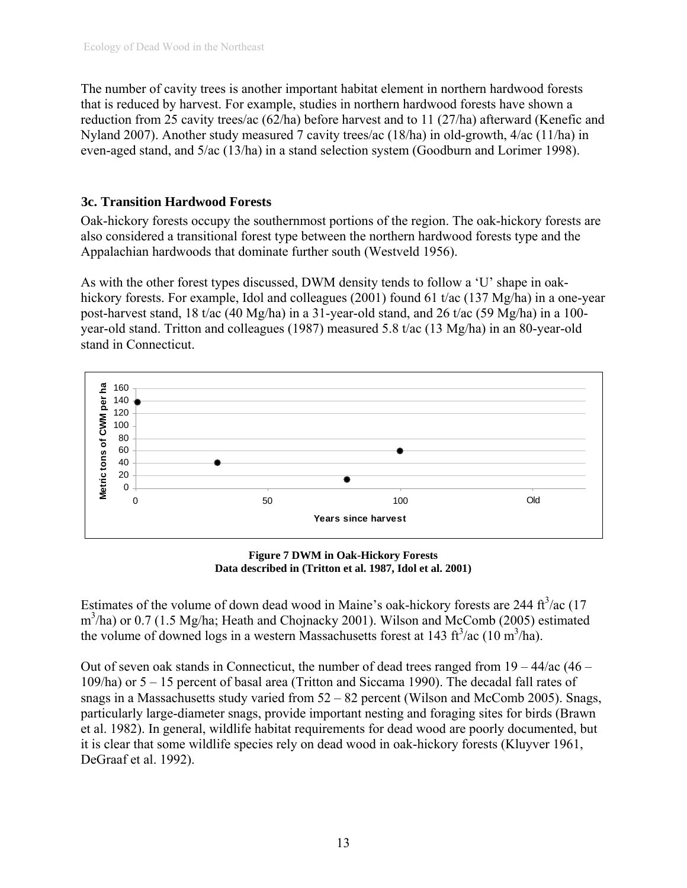The number of cavity trees is another important habitat element in northern hardwood forests that is reduced by harvest. For example, studies in northern hardwood forests have shown a reduction from 25 cavity trees/ac (62/ha) before harvest and to 11 (27/ha) afterward (Kenefic and Nyland 2007). Another study measured 7 cavity trees/ac (18/ha) in old-growth, 4/ac (11/ha) in even-aged stand, and 5/ac (13/ha) in a stand selection system (Goodburn and Lorimer 1998).

### 3c. Transition Hardwood Forests

Oak-hickory forests occupy the southernmost portions of the region. The oak-hickory forests are also considered a transitional forest type between the northern hardwood forests type and the Appalachian hardwoods that dominate further south (Westveld 1956).

As with the other forest types discussed, DWM density tends to follow a 'U' shape in oak-hickory forests. For example, Idol and colleagues (2001) found 61 t/ac (137 Mg/ha) in a one-year post-harvest stand, 18 t/ac (40 Mg/ha) in a 31-year-old stand, and 26 t/ac (59 Mg/ha) in a 100-year-old stand. Tritton and colleagues (1987) measured 5.8 t/ac (13 Mg/ha) in an 80-year-old stand in Connecticut.

**Figure 7 DWM in Oak-Hickory Forests**
**Data described in (Tritton et al. 1987, Idol et al. 2001)**

Estimates of the volume of down dead wood in Maine's oak-hickory forests are 244 $ft^3$/ac (17 $m^3$/ha) or 0.7 (1.5 Mg/ha; Heath and Chojnacky 2001). Wilson and McComb (2005) estimated the volume of downed logs in a western Massachusetts forest at 143 $ft^3$/ac (10 $m^3$/ha).

Out of seven oak stands in Connecticut, the number of dead trees ranged from 19 – 44/ac (46 – 109/ha) or 5 – 15 percent of basal area (Tritton and Siccama 1990). The decadal fall rates of snags in a Massachusetts study varied from 52 – 82 percent (Wilson and McComb 2005). Snags, particularly large-diameter snags, provide important nesting and foraging sites for birds (Brawn et al. 1982). In general, wildlife habitat requirements for dead wood are poorly documented, but it is clear that some wildlife species rely on dead wood in oak-hickory forests (Kluyver 1961, DeGraaf et al. 1992).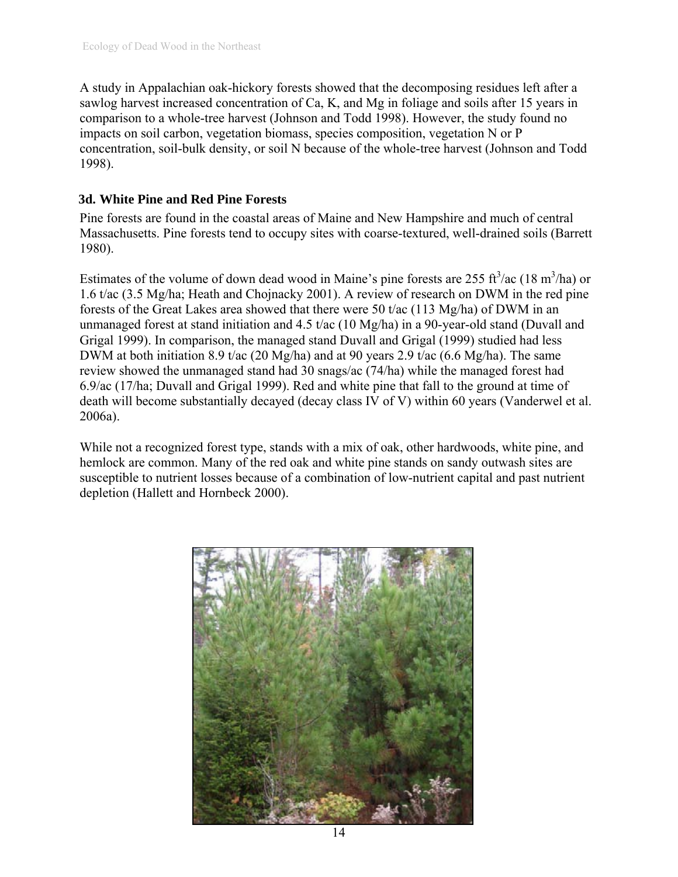A study in Appalachian oak-hickory forests showed that the decomposing residues left after a sawlog harvest increased concentration of Ca, K, and Mg in foliage and soils after 15 years in comparison to a whole-tree harvest (Johnson and Todd 1998). However, the study found no impacts on soil carbon, vegetation biomass, species composition, vegetation N or P concentration, soil-bulk density, or soil N because of the whole-tree harvest (Johnson and Todd 1998).

### 3d. White Pine and Red Pine Forests

Pine forests are found in the coastal areas of Maine and New Hampshire and much of central Massachusetts. Pine forests tend to occupy sites with coarse-textured, well-drained soils (Barrett 1980).

Estimates of the volume of down dead wood in Maine's pine forests are 255 $ft^3$/ac (18 $m^3$/ha) or 1.6 t/ac (3.5 Mg/ha; Heath and Chojnacky 2001). A review of research on DWM in the red pine forests of the Great Lakes area showed that there were 50 t/ac (113 Mg/ha) of DWM in an unmanaged forest at stand initiation and 4.5 t/ac (10 Mg/ha) in a 90-year-old stand (Duvall and Grigal 1999). In comparison, the managed stand Duvall and Grigal (1999) studied had less DWM at both initiation 8.9 t/ac (20 Mg/ha) and at 90 years 2.9 t/ac (6.6 Mg/ha). The same review showed the unmanaged stand had 30 snags/ac (74/ha) while the managed forest had 6.9/ac (17/ha; Duvall and Grigal 1999). Red and white pine that fall to the ground at time of death will become substantially decayed (decay class IV of V) within 60 years (Vanderwel et al. 2006a).

While not a recognized forest type, stands with a mix of oak, other hardwoods, white pine, and hemlock are common. Many of the red oak and white pine stands on sandy outwash sites are susceptible to nutrient losses because of a combination of low-nutrient capital and past nutrient depletion (Hallett and Hornbeck 2000).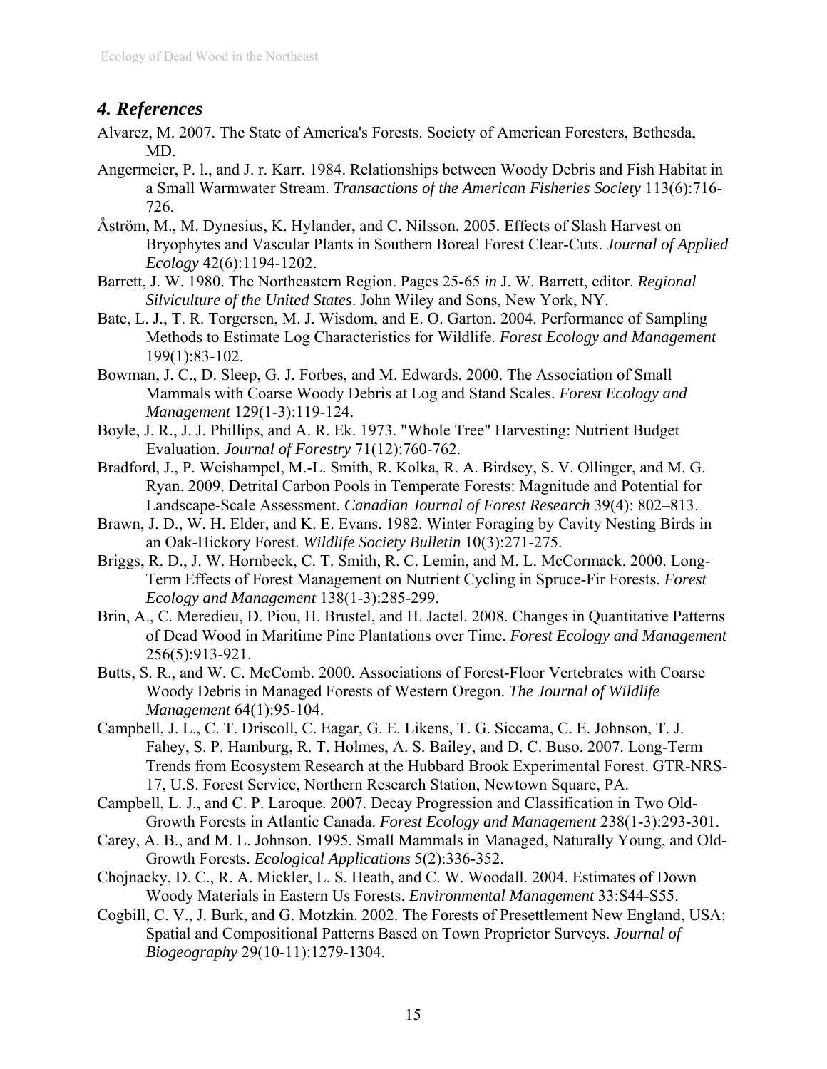## *4. References*

Alvarez, M. 2007. The State of America's Forests. Society of American Foresters, Bethesda, MD.

Angermeier, P. l., and J. r. Karr. 1984. Relationships between Woody Debris and Fish Habitat in a Small Warmwater Stream. *Transactions of the American Fisheries Society* 113(6):716-726.

Åström, M., M. Dynesius, K. Hylander, and C. Nilsson. 2005. Effects of Slash Harvest on Bryophytes and Vascular Plants in Southern Boreal Forest Clear-Cuts. *Journal of Applied Ecology* 42(6):1194-1202.

Barrett, J. W. 1980. The Northeastern Region. Pages 25-65 *in* J. W. Barrett, editor. *Regional Silviculture of the United States*. John Wiley and Sons, New York, NY.

Bate, L. J., T. R. Torgersen, M. J. Wisdom, and E. O. Garton. 2004. Performance of Sampling Methods to Estimate Log Characteristics for Wildlife. *Forest Ecology and Management* 199(1):83-102.

Bowman, J. C., D. Sleep, G. J. Forbes, and M. Edwards. 2000. The Association of Small Mammals with Coarse Woody Debris at Log and Stand Scales. *Forest Ecology and Management* 129(1-3):119-124.

Boyle, J. R., J. J. Phillips, and A. R. Ek. 1973. "Whole Tree" Harvesting: Nutrient Budget Evaluation. *Journal of Forestry* 71(12):760-762.

Bradford, J., P. Weishampel, M.-L. Smith, R. Kolka, R. A. Birdsey, S. V. Ollinger, and M. G. Ryan. 2009. Detrital Carbon Pools in Temperate Forests: Magnitude and Potential for Landscape-Scale Assessment. *Canadian Journal of Forest Research* 39(4): 802–813.

Brawn, J. D., W. H. Elder, and K. E. Evans. 1982. Winter Foraging by Cavity Nesting Birds in an Oak-Hickory Forest. *Wildlife Society Bulletin* 10(3):271-275.

Briggs, R. D., J. W. Hornbeck, C. T. Smith, R. C. Lemin, and M. L. McCormack. 2000. Long-Term Effects of Forest Management on Nutrient Cycling in Spruce-Fir Forests. *Forest Ecology and Management* 138(1-3):285-299.

Brin, A., C. Meredieu, D. Piou, H. Brustel, and H. Jactel. 2008. Changes in Quantitative Patterns of Dead Wood in Maritime Pine Plantations over Time. *Forest Ecology and Management* 256(5):913-921.

Butts, S. R., and W. C. McComb. 2000. Associations of Forest-Floor Vertebrates with Coarse Woody Debris in Managed Forests of Western Oregon. *The Journal of Wildlife Management* 64(1):95-104.

Campbell, J. L., C. T. Driscoll, C. Eagar, G. E. Likens, T. G. Siccama, C. E. Johnson, T. J. Fahey, S. P. Hamburg, R. T. Holmes, A. S. Bailey, and D. C. Buso. 2007. Long-Term Trends from Ecosystem Research at the Hubbard Brook Experimental Forest. GTR-NRS-17, U.S. Forest Service, Northern Research Station, Newtown Square, PA.

Campbell, L. J., and C. P. Laroque. 2007. Decay Progression and Classification in Two Old-Growth Forests in Atlantic Canada. *Forest Ecology and Management* 238(1-3):293-301.

Carey, A. B., and M. L. Johnson. 1995. Small Mammals in Managed, Naturally Young, and Old-Growth Forests. *Ecological Applications* 5(2):336-352.

Chojnacky, D. C., R. A. Mickler, L. S. Heath, and C. W. Woodall. 2004. Estimates of Down Woody Materials in Eastern Us Forests. *Environmental Management* 33:S44-S55.

Cogbill, C. V., J. Burk, and G. Motzkin. 2002. The Forests of Presettlement New England, USA: Spatial and Compositional Patterns Based on Town Proprietor Surveys. *Journal of Biogeography* 29(10-11):1279-1304.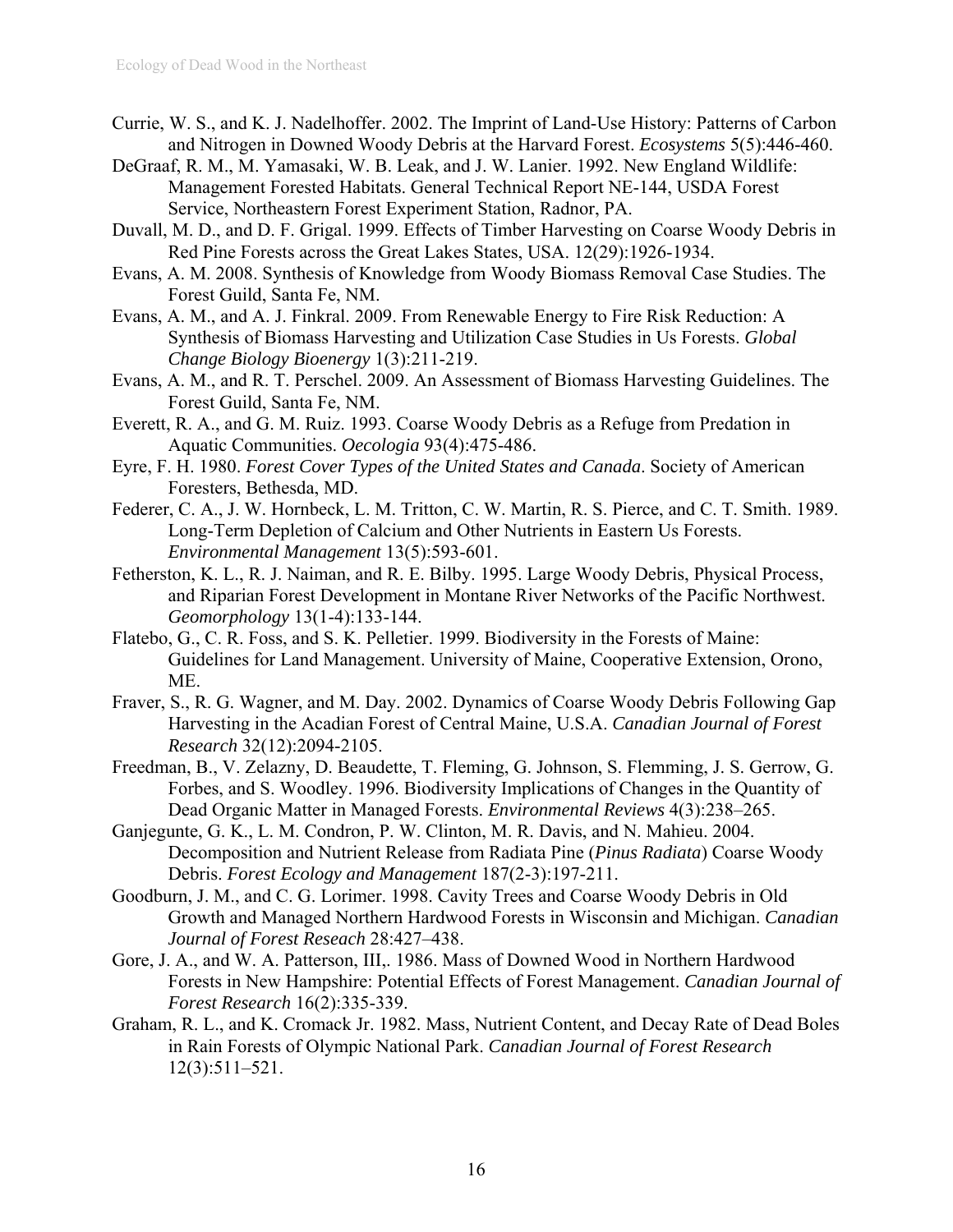Currie, W. S., and K. J. Nadelhoffer. 2002. The Imprint of Land-Use History: Patterns of Carbon and Nitrogen in Downed Woody Debris at the Harvard Forest. *Ecosystems* 5(5):446-460.

DeGraaf, R. M., M. Yamasaki, W. B. Leak, and J. W. Lanier. 1992. New England Wildlife: Management Forested Habitats. General Technical Report NE-144, USDA Forest Service, Northeastern Forest Experiment Station, Radnor, PA.

Duvall, M. D., and D. F. Grigal. 1999. Effects of Timber Harvesting on Coarse Woody Debris in Red Pine Forests across the Great Lakes States, USA. 12(29):1926-1934.

Evans, A. M. 2008. Synthesis of Knowledge from Woody Biomass Removal Case Studies. The Forest Guild, Santa Fe, NM.

Evans, A. M., and A. J. Finkral. 2009. From Renewable Energy to Fire Risk Reduction: A Synthesis of Biomass Harvesting and Utilization Case Studies in Us Forests. *Global Change Biology Bioenergy* 1(3):211-219.

Evans, A. M., and R. T. Perschel. 2009. An Assessment of Biomass Harvesting Guidelines. The Forest Guild, Santa Fe, NM.

Everett, R. A., and G. M. Ruiz. 1993. Coarse Woody Debris as a Refuge from Predation in Aquatic Communities. *Oecologia* 93(4):475-486.

Eyre, F. H. 1980. *Forest Cover Types of the United States and Canada*. Society of American Foresters, Bethesda, MD.

Federer, C. A., J. W. Hornbeck, L. M. Tritton, C. W. Martin, R. S. Pierce, and C. T. Smith. 1989. Long-Term Depletion of Calcium and Other Nutrients in Eastern Us Forests. *Environmental Management* 13(5):593-601.

Fetherston, K. L., R. J. Naiman, and R. E. Bilby. 1995. Large Woody Debris, Physical Process, and Riparian Forest Development in Montane River Networks of the Pacific Northwest. *Geomorphology* 13(1-4):133-144.

Flatebo, G., C. R. Foss, and S. K. Pelletier. 1999. Biodiversity in the Forests of Maine: Guidelines for Land Management. University of Maine, Cooperative Extension, Orono, ME.

Fraver, S., R. G. Wagner, and M. Day. 2002. Dynamics of Coarse Woody Debris Following Gap Harvesting in the Acadian Forest of Central Maine, U.S.A. *Canadian Journal of Forest Research* 32(12):2094-2105.

Freedman, B., V. Zelazny, D. Beaudette, T. Fleming, G. Johnson, S. Flemming, J. S. Gerrow, G. Forbes, and S. Woodley. 1996. Biodiversity Implications of Changes in the Quantity of Dead Organic Matter in Managed Forests. *Environmental Reviews* 4(3):238–265.

Ganjegunte, G. K., L. M. Condron, P. W. Clinton, M. R. Davis, and N. Mahieu. 2004. Decomposition and Nutrient Release from Radiata Pine (*Pinus Radiata*) Coarse Woody Debris. *Forest Ecology and Management* 187(2-3):197-211.

Goodburn, J. M., and C. G. Lorimer. 1998. Cavity Trees and Coarse Woody Debris in Old Growth and Managed Northern Hardwood Forests in Wisconsin and Michigan. *Canadian Journal of Forest Reseach* 28:427–438.

Gore, J. A., and W. A. Patterson, III,. 1986. Mass of Downed Wood in Northern Hardwood Forests in New Hampshire: Potential Effects of Forest Management. *Canadian Journal of Forest Research* 16(2):335-339.

Graham, R. L., and K. Cromack Jr. 1982. Mass, Nutrient Content, and Decay Rate of Dead Boles in Rain Forests of Olympic National Park. *Canadian Journal of Forest Research* 12(3):511–521.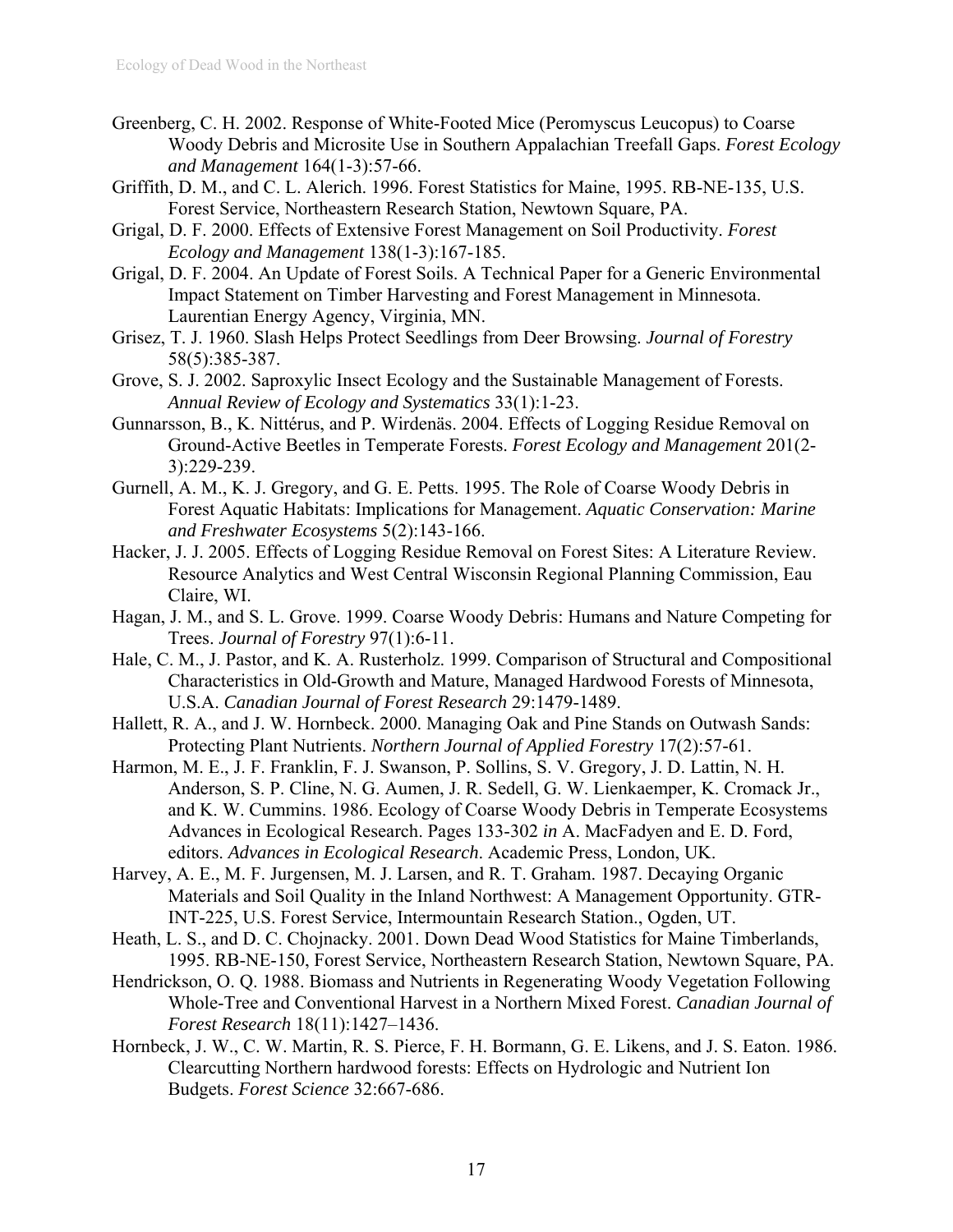Greenberg, C. H. 2002. Response of White-Footed Mice (Peromyscus Leucopus) to Coarse Woody Debris and Microsite Use in Southern Appalachian Treefall Gaps. *Forest Ecology and Management* 164(1-3):57-66.

Griffith, D. M., and C. L. Alerich. 1996. Forest Statistics for Maine, 1995. RB-NE-135, U.S. Forest Service, Northeastern Research Station, Newtown Square, PA.

Grigal, D. F. 2000. Effects of Extensive Forest Management on Soil Productivity. *Forest Ecology and Management* 138(1-3):167-185.

Grigal, D. F. 2004. An Update of Forest Soils. A Technical Paper for a Generic Environmental Impact Statement on Timber Harvesting and Forest Management in Minnesota. Laurentian Energy Agency, Virginia, MN.

Grisez, T. J. 1960. Slash Helps Protect Seedlings from Deer Browsing. *Journal of Forestry* 58(5):385-387.

Grove, S. J. 2002. Saproxylic Insect Ecology and the Sustainable Management of Forests. *Annual Review of Ecology and Systematics* 33(1):1-23.

Gunnarsson, B., K. Nittérus, and P. Wirdenäs. 2004. Effects of Logging Residue Removal on Ground-Active Beetles in Temperate Forests. *Forest Ecology and Management* 201(2-3):229-239.

Gurnell, A. M., K. J. Gregory, and G. E. Petts. 1995. The Role of Coarse Woody Debris in Forest Aquatic Habitats: Implications for Management. *Aquatic Conservation: Marine and Freshwater Ecosystems* 5(2):143-166.

Hacker, J. J. 2005. Effects of Logging Residue Removal on Forest Sites: A Literature Review. Resource Analytics and West Central Wisconsin Regional Planning Commission, Eau Claire, WI.

Hagan, J. M., and S. L. Grove. 1999. Coarse Woody Debris: Humans and Nature Competing for Trees. *Journal of Forestry* 97(1):6-11.

Hale, C. M., J. Pastor, and K. A. Rusterholz. 1999. Comparison of Structural and Compositional Characteristics in Old-Growth and Mature, Managed Hardwood Forests of Minnesota, U.S.A. *Canadian Journal of Forest Research* 29:1479-1489.

Hallett, R. A., and J. W. Hornbeck. 2000. Managing Oak and Pine Stands on Outwash Sands: Protecting Plant Nutrients. *Northern Journal of Applied Forestry* 17(2):57-61.

Harmon, M. E., J. F. Franklin, F. J. Swanson, P. Sollins, S. V. Gregory, J. D. Lattin, N. H. Anderson, S. P. Cline, N. G. Aumen, J. R. Sedell, G. W. Lienkaemper, K. Cromack Jr., and K. W. Cummins. 1986. Ecology of Coarse Woody Debris in Temperate Ecosystems Advances in Ecological Research. Pages 133-302 *in* A. MacFadyen and E. D. Ford, editors. *Advances in Ecological Research*. Academic Press, London, UK.

Harvey, A. E., M. F. Jurgensen, M. J. Larsen, and R. T. Graham. 1987. Decaying Organic Materials and Soil Quality in the Inland Northwest: A Management Opportunity. GTR-INT-225, U.S. Forest Service, Intermountain Research Station., Ogden, UT.

Heath, L. S., and D. C. Chojnacky. 2001. Down Dead Wood Statistics for Maine Timberlands, 1995. RB-NE-150, Forest Service, Northeastern Research Station, Newtown Square, PA.

Hendrickson, O. Q. 1988. Biomass and Nutrients in Regenerating Woody Vegetation Following Whole-Tree and Conventional Harvest in a Northern Mixed Forest. *Canadian Journal of Forest Research* 18(11):1427–1436.

Hornbeck, J. W., C. W. Martin, R. S. Pierce, F. H. Bormann, G. E. Likens, and J. S. Eaton. 1986. Clearcutting Northern hardwood forests: Effects on Hydrologic and Nutrient Ion Budgets. *Forest Science* 32:667-686.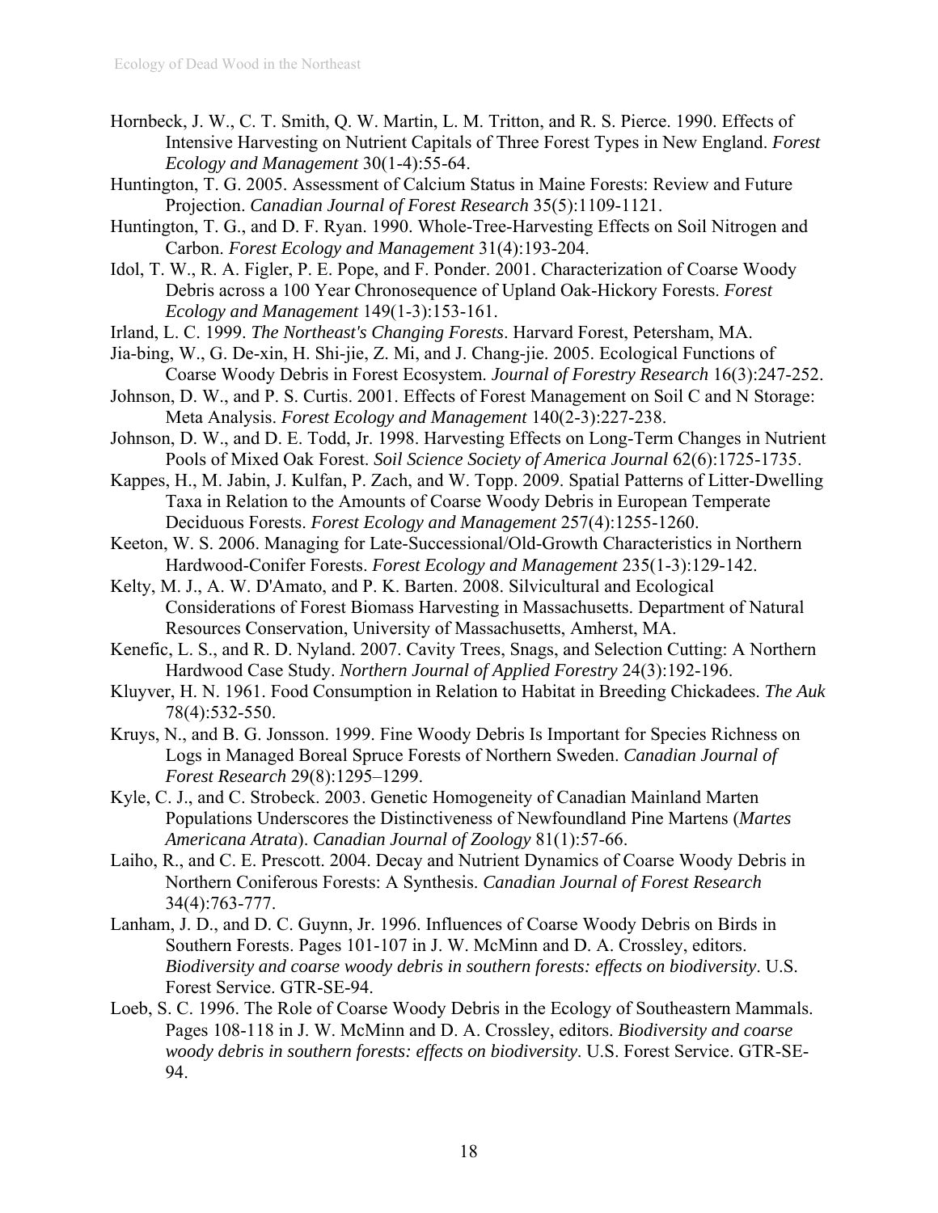Hornbeck, J. W., C. T. Smith, Q. W. Martin, L. M. Tritton, and R. S. Pierce. 1990. Effects of Intensive Harvesting on Nutrient Capitals of Three Forest Types in New England. *Forest Ecology and Management* 30(1-4):55-64.

Huntington, T. G. 2005. Assessment of Calcium Status in Maine Forests: Review and Future Projection. *Canadian Journal of Forest Research* 35(5):1109-1121.

Huntington, T. G., and D. F. Ryan. 1990. Whole-Tree-Harvesting Effects on Soil Nitrogen and Carbon. *Forest Ecology and Management* 31(4):193-204.

Idol, T. W., R. A. Figler, P. E. Pope, and F. Ponder. 2001. Characterization of Coarse Woody Debris across a 100 Year Chronosequence of Upland Oak-Hickory Forests. *Forest Ecology and Management* 149(1-3):153-161.

Irland, L. C. 1999. *The Northeast's Changing Forests*. Harvard Forest, Petersham, MA.

Jia-bing, W., G. De-xin, H. Shi-jie, Z. Mi, and J. Chang-jie. 2005. Ecological Functions of Coarse Woody Debris in Forest Ecosystem. *Journal of Forestry Research* 16(3):247-252.

Johnson, D. W., and P. S. Curtis. 2001. Effects of Forest Management on Soil C and N Storage: Meta Analysis. *Forest Ecology and Management* 140(2-3):227-238.

Johnson, D. W., and D. E. Todd, Jr. 1998. Harvesting Effects on Long-Term Changes in Nutrient Pools of Mixed Oak Forest. *Soil Science Society of America Journal* 62(6):1725-1735.

Kappes, H., M. Jabin, J. Kulfan, P. Zach, and W. Topp. 2009. Spatial Patterns of Litter-Dwelling Taxa in Relation to the Amounts of Coarse Woody Debris in European Temperate Deciduous Forests. *Forest Ecology and Management* 257(4):1255-1260.

Keeton, W. S. 2006. Managing for Late-Successional/Old-Growth Characteristics in Northern Hardwood-Conifer Forests. *Forest Ecology and Management* 235(1-3):129-142.

Kelty, M. J., A. W. D'Amato, and P. K. Barten. 2008. Silvicultural and Ecological Considerations of Forest Biomass Harvesting in Massachusetts. Department of Natural Resources Conservation, University of Massachusetts, Amherst, MA.

Kenefic, L. S., and R. D. Nyland. 2007. Cavity Trees, Snags, and Selection Cutting: A Northern Hardwood Case Study. *Northern Journal of Applied Forestry* 24(3):192-196.

Kluyver, H. N. 1961. Food Consumption in Relation to Habitat in Breeding Chickadees. *The Auk* 78(4):532-550.

Kruys, N., and B. G. Jonsson. 1999. Fine Woody Debris Is Important for Species Richness on Logs in Managed Boreal Spruce Forests of Northern Sweden. *Canadian Journal of Forest Research* 29(8):1295–1299.

Kyle, C. J., and C. Strobeck. 2003. Genetic Homogeneity of Canadian Mainland Marten Populations Underscores the Distinctiveness of Newfoundland Pine Martens (*Martes Americana Atrata*). *Canadian Journal of Zoology* 81(1):57-66.

Laiho, R., and C. E. Prescott. 2004. Decay and Nutrient Dynamics of Coarse Woody Debris in Northern Coniferous Forests: A Synthesis. *Canadian Journal of Forest Research* 34(4):763-777.

Lanham, J. D., and D. C. Guynn, Jr. 1996. Influences of Coarse Woody Debris on Birds in Southern Forests. Pages 101-107 in J. W. McMinn and D. A. Crossley, editors. *Biodiversity and coarse woody debris in southern forests: effects on biodiversity*. U.S. Forest Service. GTR-SE-94.

Loeb, S. C. 1996. The Role of Coarse Woody Debris in the Ecology of Southeastern Mammals. Pages 108-118 in J. W. McMinn and D. A. Crossley, editors. *Biodiversity and coarse woody debris in southern forests: effects on biodiversity*. U.S. Forest Service. GTR-SE-94.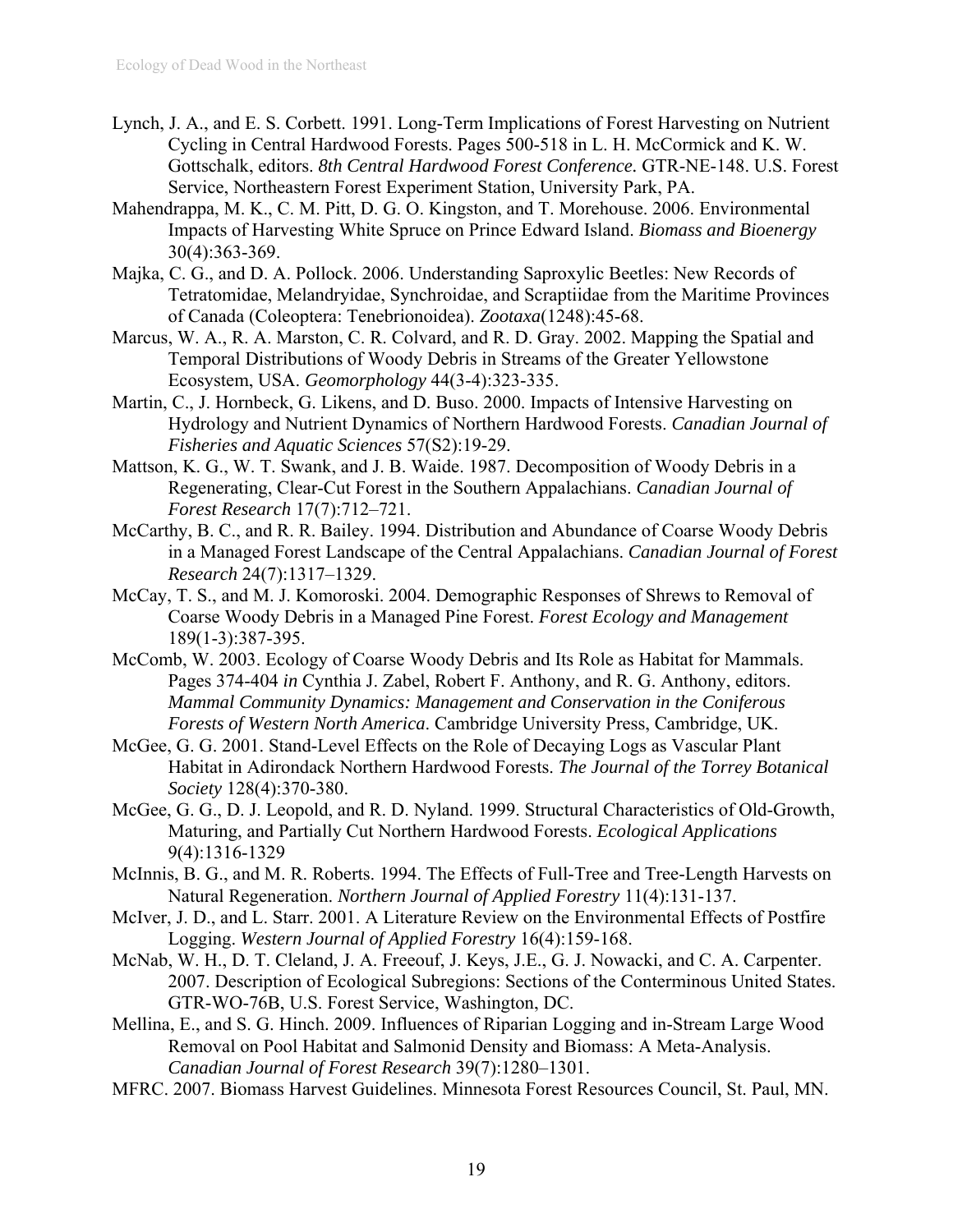Lynch, J. A., and E. S. Corbett. 1991. Long-Term Implications of Forest Harvesting on Nutrient Cycling in Central Hardwood Forests. Pages 500-518 in L. H. McCormick and K. W. Gottschalk, editors. *8th Central Hardwood Forest Conference.* GTR-NE-148. U.S. Forest Service, Northeastern Forest Experiment Station, University Park, PA.

Mahendrappa, M. K., C. M. Pitt, D. G. O. Kingston, and T. Morehouse. 2006. Environmental Impacts of Harvesting White Spruce on Prince Edward Island. *Biomass and Bioenergy* 30(4):363-369.

Majka, C. G., and D. A. Pollock. 2006. Understanding Saproxylic Beetles: New Records of Tetratomidae, Melandryidae, Synchroidae, and Scraptiidae from the Maritime Provinces of Canada (Coleoptera: Tenebrionoidea). *Zootaxa*(1248):45-68.

Marcus, W. A., R. A. Marston, C. R. Colvard, and R. D. Gray. 2002. Mapping the Spatial and Temporal Distributions of Woody Debris in Streams of the Greater Yellowstone Ecosystem, USA. *Geomorphology* 44(3-4):323-335.

Martin, C., J. Hornbeck, G. Likens, and D. Buso. 2000. Impacts of Intensive Harvesting on Hydrology and Nutrient Dynamics of Northern Hardwood Forests. *Canadian Journal of Fisheries and Aquatic Sciences* 57(S2):19-29.

Mattson, K. G., W. T. Swank, and J. B. Waide. 1987. Decomposition of Woody Debris in a Regenerating, Clear-Cut Forest in the Southern Appalachians. *Canadian Journal of Forest Research* 17(7):712–721.

McCarthy, B. C., and R. R. Bailey. 1994. Distribution and Abundance of Coarse Woody Debris in a Managed Forest Landscape of the Central Appalachians. *Canadian Journal of Forest Research* 24(7):1317–1329.

McCay, T. S., and M. J. Komoroski. 2004. Demographic Responses of Shrews to Removal of Coarse Woody Debris in a Managed Pine Forest. *Forest Ecology and Management* 189(1-3):387-395.

McComb, W. 2003. Ecology of Coarse Woody Debris and Its Role as Habitat for Mammals. Pages 374-404 *in* Cynthia J. Zabel, Robert F. Anthony, and R. G. Anthony, editors. *Mammal Community Dynamics: Management and Conservation in the Coniferous Forests of Western North America.* Cambridge University Press, Cambridge, UK.

McGee, G. G. 2001. Stand-Level Effects on the Role of Decaying Logs as Vascular Plant Habitat in Adirondack Northern Hardwood Forests. *The Journal of the Torrey Botanical Society* 128(4):370-380.

McGee, G. G., D. J. Leopold, and R. D. Nyland. 1999. Structural Characteristics of Old-Growth, Maturing, and Partially Cut Northern Hardwood Forests. *Ecological Applications* 9(4):1316-1329

McInnis, B. G., and M. R. Roberts. 1994. The Effects of Full-Tree and Tree-Length Harvests on Natural Regeneration. *Northern Journal of Applied Forestry* 11(4):131-137.

McIver, J. D., and L. Starr. 2001. A Literature Review on the Environmental Effects of Postfire Logging. *Western Journal of Applied Forestry* 16(4):159-168.

McNab, W. H., D. T. Cleland, J. A. Freeouf, J. Keys, J.E., G. J. Nowacki, and C. A. Carpenter. 2007. Description of Ecological Subregions: Sections of the Conterminous United States. GTR-WO-76B, U.S. Forest Service, Washington, DC.

Mellina, E., and S. G. Hinch. 2009. Influences of Riparian Logging and in-Stream Large Wood Removal on Pool Habitat and Salmonid Density and Biomass: A Meta-Analysis. *Canadian Journal of Forest Research* 39(7):1280–1301.

MFRC. 2007. Biomass Harvest Guidelines. Minnesota Forest Resources Council, St. Paul, MN.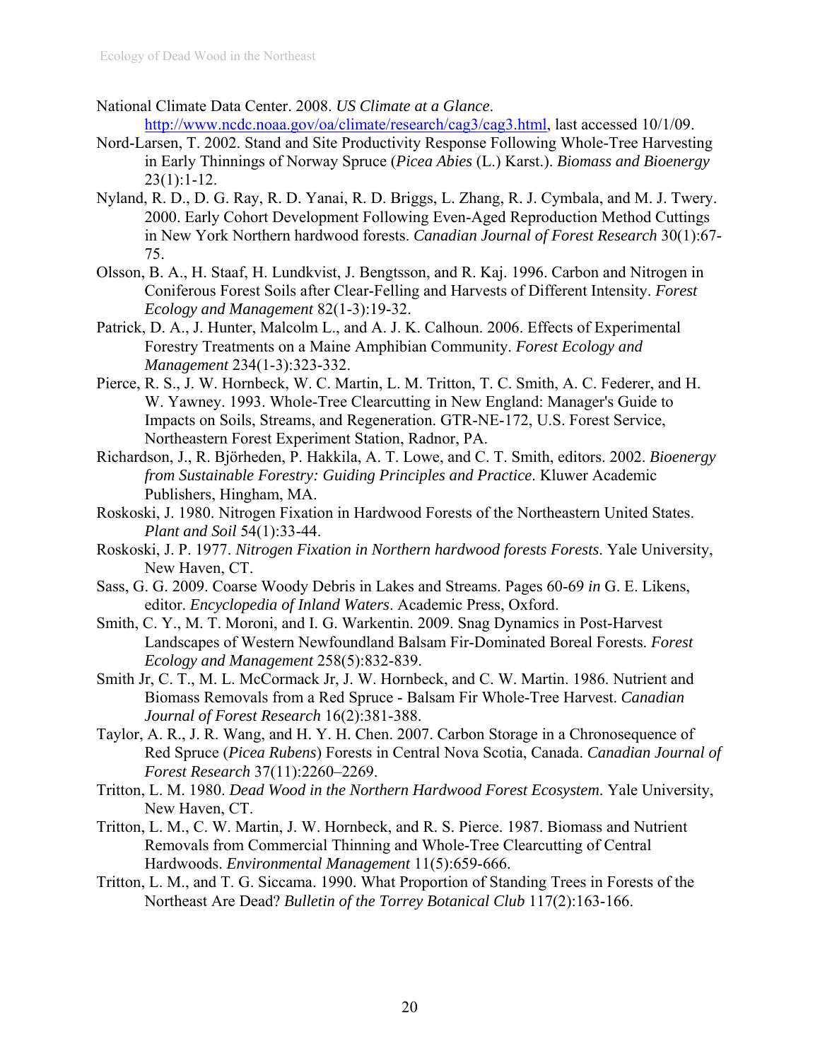National Climate Data Center. 2008. *US Climate at a Glance*. http://www.ncdc.noaa.gov/oa/climate/research/cag3/cag3.html, last accessed 10/1/09.

Nord-Larsen, T. 2002. Stand and Site Productivity Response Following Whole-Tree Harvesting in Early Thinnings of Norway Spruce (*Picea Abies* (L.) Karst.). *Biomass and Bioenergy* 23(1):1-12.

Nyland, R. D., D. G. Ray, R. D. Yanai, R. D. Briggs, L. Zhang, R. J. Cymbala, and M. J. Twery. 2000. Early Cohort Development Following Even-Aged Reproduction Method Cuttings in New York Northern hardwood forests. *Canadian Journal of Forest Research* 30(1):67-75.

Olsson, B. A., H. Staaf, H. Lundkvist, J. Bengtsson, and R. Kaj. 1996. Carbon and Nitrogen in Coniferous Forest Soils after Clear-Felling and Harvests of Different Intensity. *Forest Ecology and Management* 82(1-3):19-32.

Patrick, D. A., J. Hunter, Malcolm L., and A. J. K. Calhoun. 2006. Effects of Experimental Forestry Treatments on a Maine Amphibian Community. *Forest Ecology and Management* 234(1-3):323-332.

Pierce, R. S., J. W. Hornbeck, W. C. Martin, L. M. Tritton, T. C. Smith, A. C. Federer, and H. W. Yawney. 1993. Whole-Tree Clearcutting in New England: Manager's Guide to Impacts on Soils, Streams, and Regeneration. GTR-NE-172, U.S. Forest Service, Northeastern Forest Experiment Station, Radnor, PA.

Richardson, J., R. Björheden, P. Hakkila, A. T. Lowe, and C. T. Smith, editors. 2002. *Bioenergy from Sustainable Forestry: Guiding Principles and Practice*. Kluwer Academic Publishers, Hingham, MA.

Roskoski, J. 1980. Nitrogen Fixation in Hardwood Forests of the Northeastern United States. *Plant and Soil* 54(1):33-44.

Roskoski, J. P. 1977. *Nitrogen Fixation in Northern hardwood forests Forests*. Yale University, New Haven, CT.

Sass, G. G. 2009. Coarse Woody Debris in Lakes and Streams. Pages 60-69 *in* G. E. Likens, editor. *Encyclopedia of Inland Waters*. Academic Press, Oxford.

Smith, C. Y., M. T. Moroni, and I. G. Warkentin. 2009. Snag Dynamics in Post-Harvest Landscapes of Western Newfoundland Balsam Fir-Dominated Boreal Forests. *Forest Ecology and Management* 258(5):832-839.

Smith Jr, C. T., M. L. McCormack Jr, J. W. Hornbeck, and C. W. Martin. 1986. Nutrient and Biomass Removals from a Red Spruce - Balsam Fir Whole-Tree Harvest. *Canadian Journal of Forest Research* 16(2):381-388.

Taylor, A. R., J. R. Wang, and H. Y. H. Chen. 2007. Carbon Storage in a Chronosequence of Red Spruce (*Picea Rubens*) Forests in Central Nova Scotia, Canada. *Canadian Journal of Forest Research* 37(11):2260–2269.

Tritton, L. M. 1980. *Dead Wood in the Northern Hardwood Forest Ecosystem*. Yale University, New Haven, CT.

Tritton, L. M., C. W. Martin, J. W. Hornbeck, and R. S. Pierce. 1987. Biomass and Nutrient Removals from Commercial Thinning and Whole-Tree Clearcutting of Central Hardwoods. *Environmental Management* 11(5):659-666.

Tritton, L. M., and T. G. Siccama. 1990. What Proportion of Standing Trees in Forests of the Northeast Are Dead? *Bulletin of the Torrey Botanical Club* 117(2):163-166.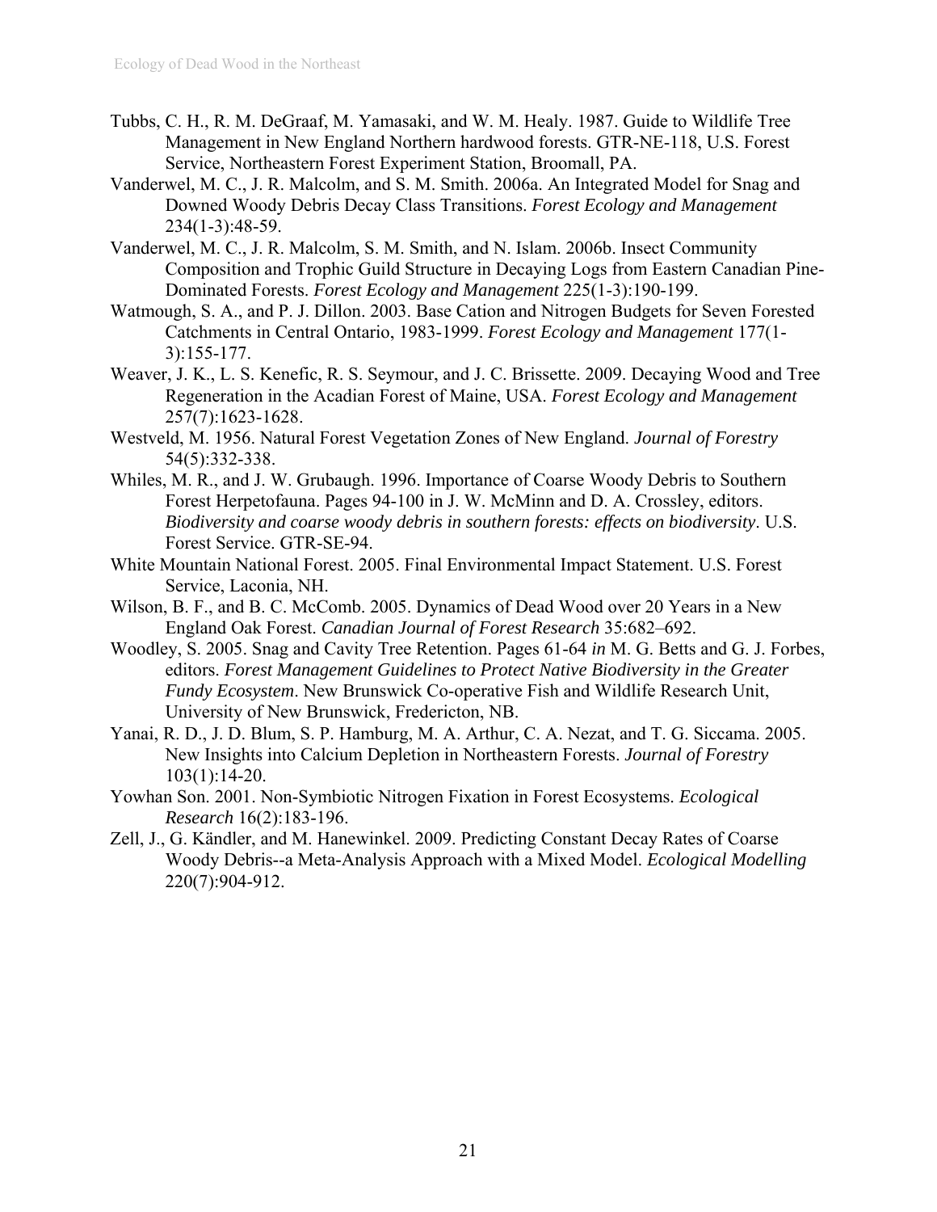Tubbs, C. H., R. M. DeGraaf, M. Yamasaki, and W. M. Healy. 1987. Guide to Wildlife Tree Management in New England Northern hardwood forests. GTR-NE-118, U.S. Forest Service, Northeastern Forest Experiment Station, Broomall, PA.

Vanderwel, M. C., J. R. Malcolm, and S. M. Smith. 2006a. An Integrated Model for Snag and Downed Woody Debris Decay Class Transitions. *Forest Ecology and Management* 234(1-3):48-59.

Vanderwel, M. C., J. R. Malcolm, S. M. Smith, and N. Islam. 2006b. Insect Community Composition and Trophic Guild Structure in Decaying Logs from Eastern Canadian Pine-Dominated Forests. *Forest Ecology and Management* 225(1-3):190-199.

Watmough, S. A., and P. J. Dillon. 2003. Base Cation and Nitrogen Budgets for Seven Forested Catchments in Central Ontario, 1983-1999. *Forest Ecology and Management* 177(1-3):155-177.

Weaver, J. K., L. S. Kenefic, R. S. Seymour, and J. C. Brissette. 2009. Decaying Wood and Tree Regeneration in the Acadian Forest of Maine, USA. *Forest Ecology and Management* 257(7):1623-1628.

Westveld, M. 1956. Natural Forest Vegetation Zones of New England. *Journal of Forestry* 54(5):332-338.

Whiles, M. R., and J. W. Grubaugh. 1996. Importance of Coarse Woody Debris to Southern Forest Herpetofauna. Pages 94-100 in J. W. McMinn and D. A. Crossley, editors. *Biodiversity and coarse woody debris in southern forests: effects on biodiversity*. U.S. Forest Service. GTR-SE-94.

White Mountain National Forest. 2005. Final Environmental Impact Statement. U.S. Forest Service, Laconia, NH.

Wilson, B. F., and B. C. McComb. 2005. Dynamics of Dead Wood over 20 Years in a New England Oak Forest. *Canadian Journal of Forest Research* 35:682–692.

Woodley, S. 2005. Snag and Cavity Tree Retention. Pages 61-64 *in* M. G. Betts and G. J. Forbes, editors. *Forest Management Guidelines to Protect Native Biodiversity in the Greater Fundy Ecosystem*. New Brunswick Co-operative Fish and Wildlife Research Unit, University of New Brunswick, Fredericton, NB.

Yanai, R. D., J. D. Blum, S. P. Hamburg, M. A. Arthur, C. A. Nezat, and T. G. Siccama. 2005. New Insights into Calcium Depletion in Northeastern Forests. *Journal of Forestry* 103(1):14-20.

Yowhan Son. 2001. Non-Symbiotic Nitrogen Fixation in Forest Ecosystems. *Ecological Research* 16(2):183-196.

Zell, J., G. Kändler, and M. Hanewinkel. 2009. Predicting Constant Decay Rates of Coarse Woody Debris--a Meta-Analysis Approach with a Mixed Model. *Ecological Modelling* 220(7):904-912.